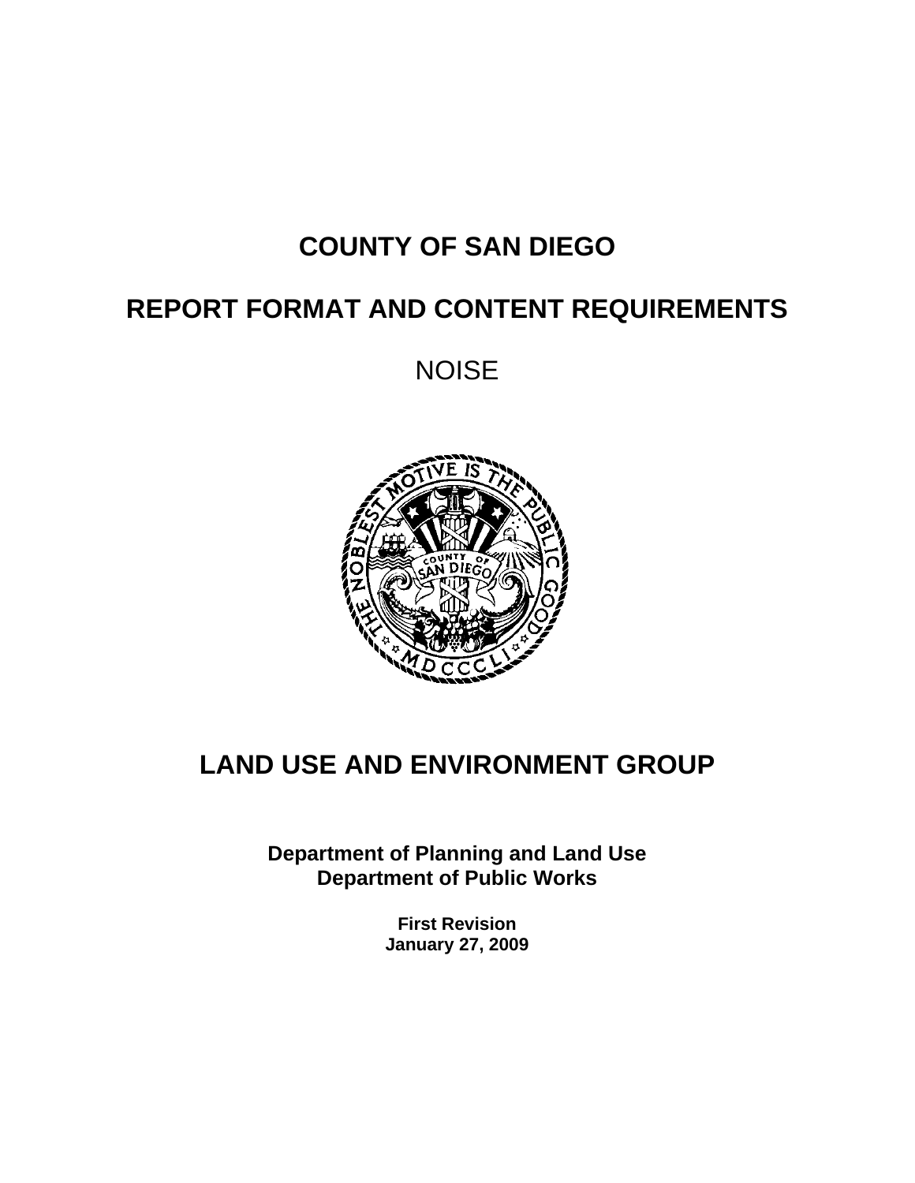# COUNTY OF SAN DIEGO

# REPORT FORMAT AND CONTENT REQUIREMENTS

## NOISE

# LAND USE AND ENVIRONMENT GROUP

**Department of Planning and Land Use**
**Department of Public Works**

**First Revision**
**January 27, 2009**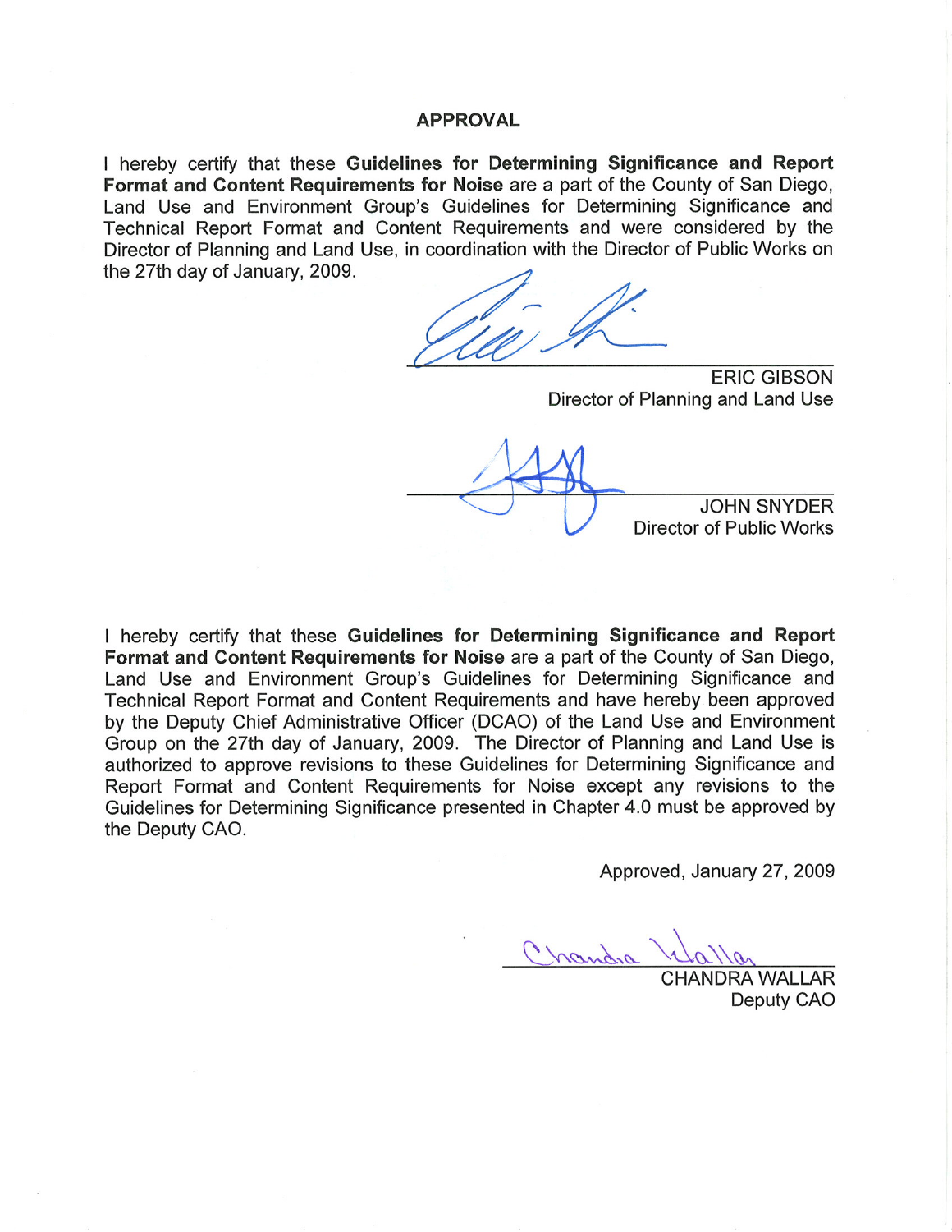## APPROVAL

I hereby certify that these **Guidelines for Determining Significance and Report Format and Content Requirements for Noise** are a part of the County of San Diego, Land Use and Environment Group's Guidelines for Determining Significance and Technical Report Format and Content Requirements and were considered by the Director of Planning and Land Use, in coordination with the Director of Public Works on the 27th day of January, 2009.

ERIC GIBSON
Director of Planning and Land Use

JOHN SNYDER
Director of Public Works

I hereby certify that these **Guidelines for Determining Significance and Report Format and Content Requirements for Noise** are a part of the County of San Diego, Land Use and Environment Group's Guidelines for Determining Significance and Technical Report Format and Content Requirements and have hereby been approved by the Deputy Chief Administrative Officer (DCAO) of the Land Use and Environment Group on the 27th day of January, 2009. The Director of Planning and Land Use is authorized to approve revisions to these Guidelines for Determining Significance and Report Format and Content Requirements for Noise except any revisions to the Guidelines for Determining Significance presented in Chapter 4.0 must be approved by the Deputy CAO.

Approved, January 27, 2009

CHANDRA WALLAR
Deputy CAO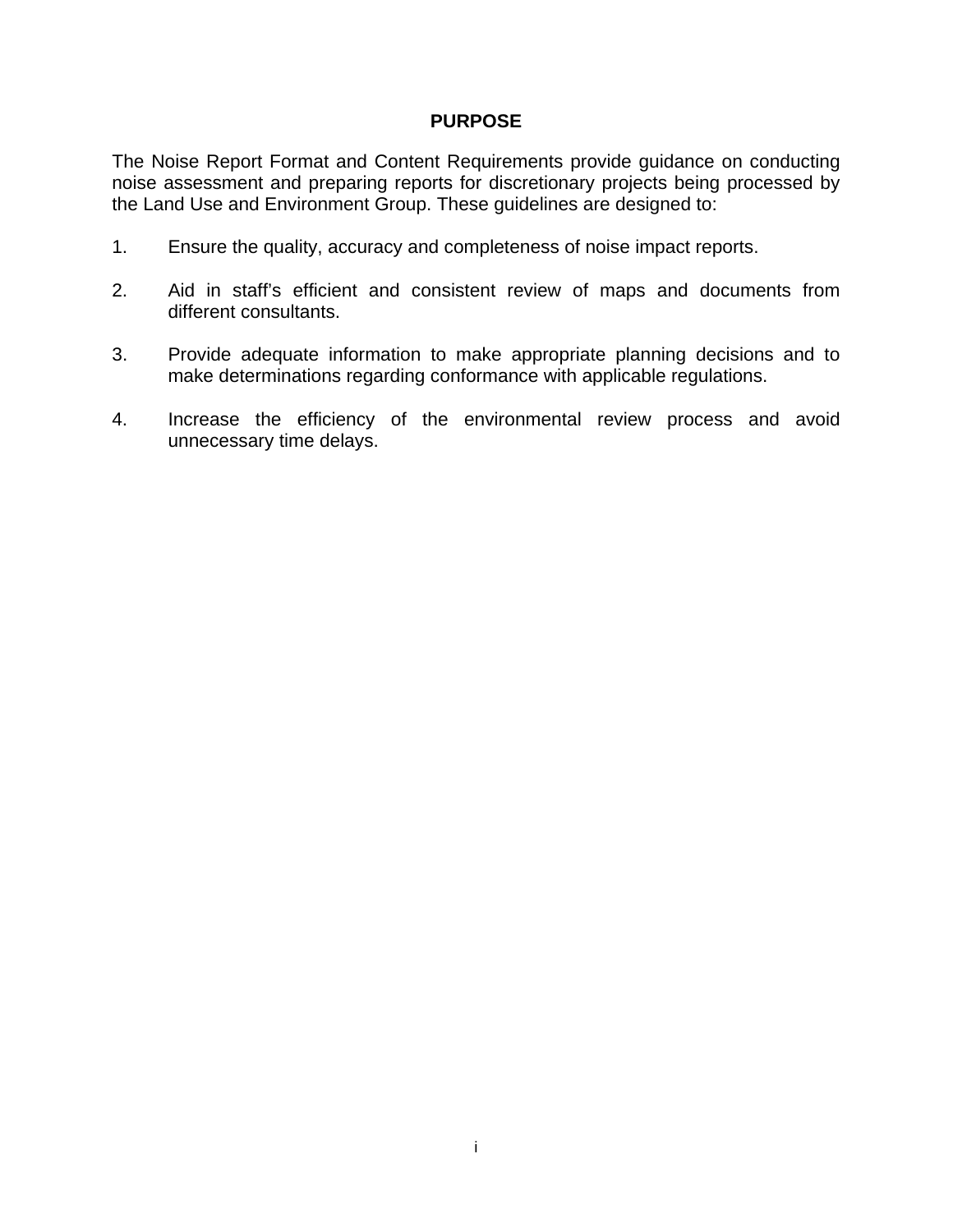# PURPOSE

The Noise Report Format and Content Requirements provide guidance on conducting noise assessment and preparing reports for discretionary projects being processed by the Land Use and Environment Group. These guidelines are designed to:

1. Ensure the quality, accuracy and completeness of noise impact reports.

2. Aid in staff's efficient and consistent review of maps and documents from different consultants.

3. Provide adequate information to make appropriate planning decisions and to make determinations regarding conformance with applicable regulations.

4. Increase the efficiency of the environmental review process and avoid unnecessary time delays.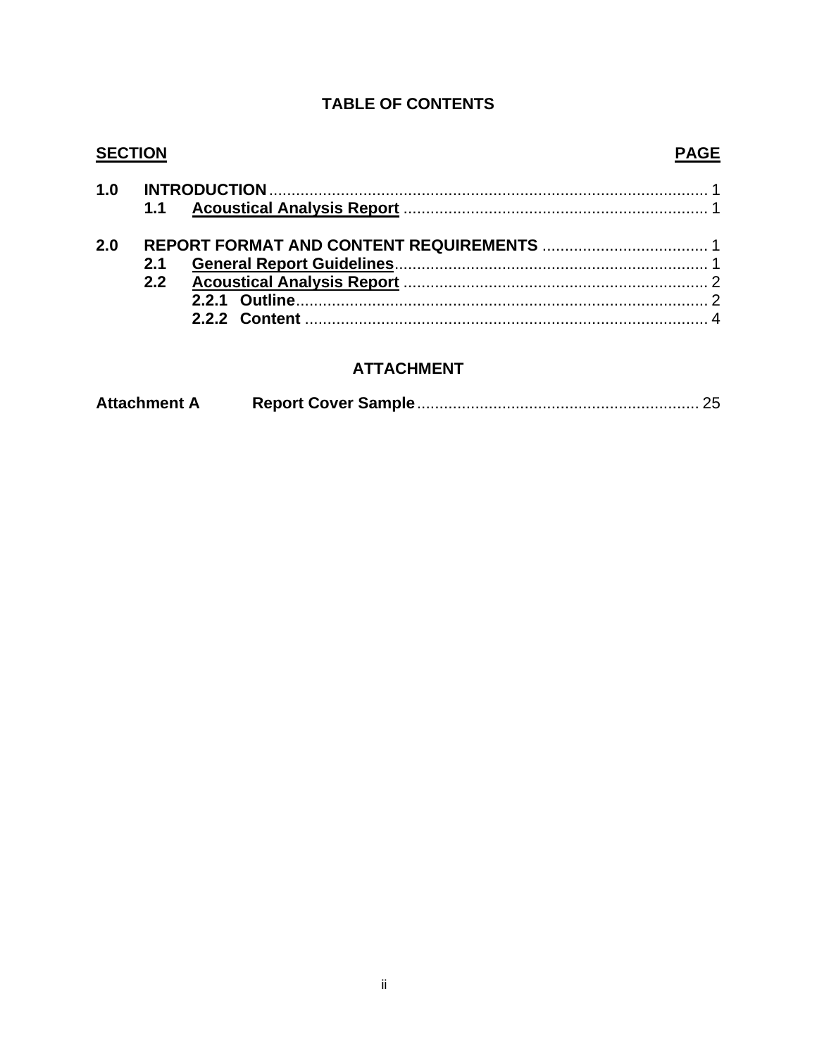# TABLE OF CONTENTS

| SECTION | | PAGE |
|---|---|---|
| **1.0** | **INTRODUCTION** | 1 |
| **1.1** | **Acoustical Analysis Report** | 1 |
| **2.0** | **REPORT FORMAT AND CONTENT REQUIREMENTS** | 1 |
| **2.1** | **General Report Guidelines** | 1 |
| **2.2** | **Acoustical Analysis Report** | 2 |
| **2.2.1** | **Outline** | 2 |
| **2.2.2** | **Content** | 4 |

## ATTACHMENT

| | | |
|---|---|---|
| **Attachment A** | **Report Cover Sample** | 25 |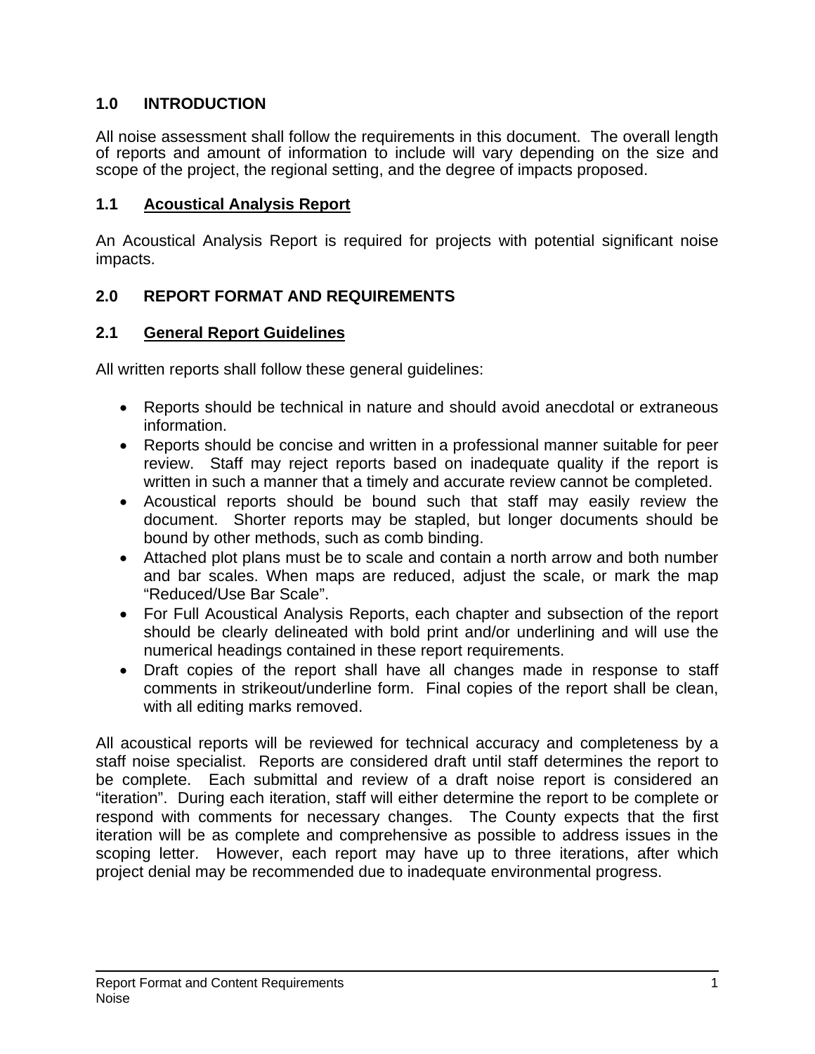## 1.0 INTRODUCTION

All noise assessment shall follow the requirements in this document. The overall length of reports and amount of information to include will vary depending on the size and scope of the project, the regional setting, and the degree of impacts proposed.

### 1.1 Acoustical Analysis Report

An Acoustical Analysis Report is required for projects with potential significant noise impacts.

## 2.0 REPORT FORMAT AND REQUIREMENTS

### 2.1 General Report Guidelines

All written reports shall follow these general guidelines:

- Reports should be technical in nature and should avoid anecdotal or extraneous information.
- Reports should be concise and written in a professional manner suitable for peer review. Staff may reject reports based on inadequate quality if the report is written in such a manner that a timely and accurate review cannot be completed.
- Acoustical reports should be bound such that staff may easily review the document. Shorter reports may be stapled, but longer documents should be bound by other methods, such as comb binding.
- Attached plot plans must be to scale and contain a north arrow and both number and bar scales. When maps are reduced, adjust the scale, or mark the map "Reduced/Use Bar Scale".
- For Full Acoustical Analysis Reports, each chapter and subsection of the report should be clearly delineated with bold print and/or underlining and will use the numerical headings contained in these report requirements.
- Draft copies of the report shall have all changes made in response to staff comments in strikeout/underline form. Final copies of the report shall be clean, with all editing marks removed.

All acoustical reports will be reviewed for technical accuracy and completeness by a staff noise specialist. Reports are considered draft until staff determines the report to be complete. Each submittal and review of a draft noise report is considered an "iteration". During each iteration, staff will either determine the report to be complete or respond with comments for necessary changes. The County expects that the first iteration will be as complete and comprehensive as possible to address issues in the scoping letter. However, each report may have up to three iterations, after which project denial may be recommended due to inadequate environmental progress.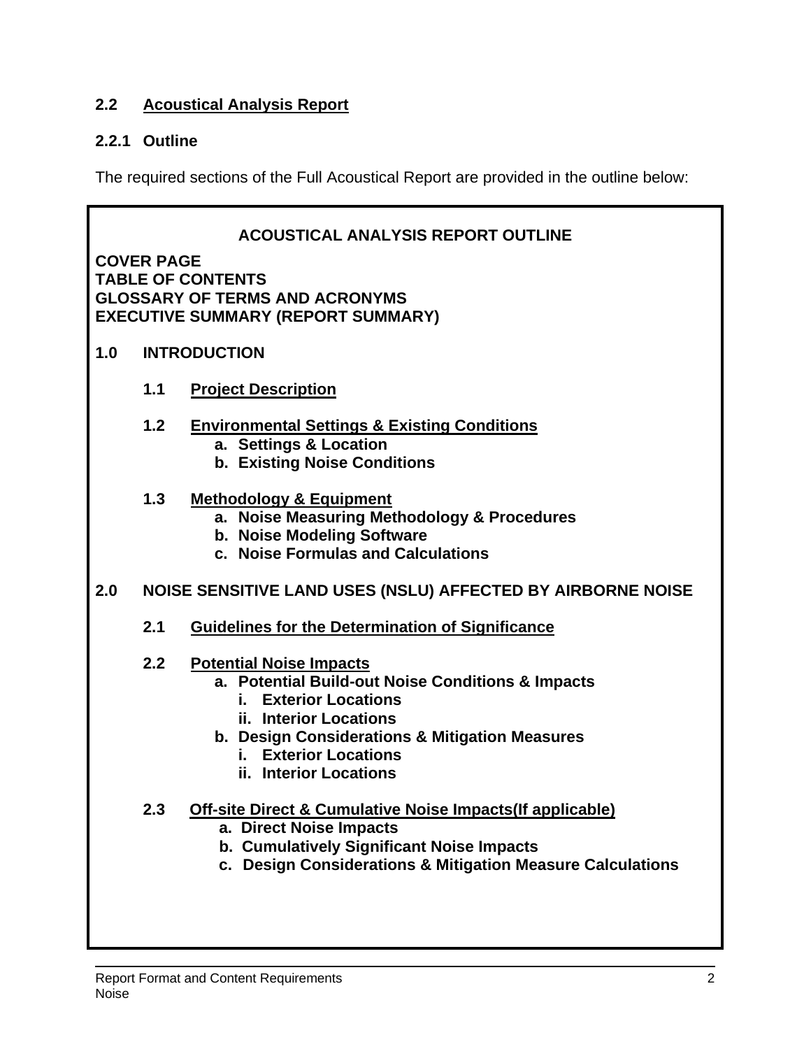## 2.2 Acoustical Analysis Report

### 2.2.1 Outline

The required sections of the Full Acoustical Report are provided in the outline below:

**ACOUSTICAL ANALYSIS REPORT OUTLINE**

**COVER PAGE**
**TABLE OF CONTENTS**
**GLOSSARY OF TERMS AND ACRONYMS**
**EXECUTIVE SUMMARY (REPORT SUMMARY)**

**1.0 INTRODUCTION**

- **1.1 Project Description**
- **1.2 Environmental Settings & Existing Conditions**
  - **a. Settings & Location**
  - **b. Existing Noise Conditions**
- **1.3 Methodology & Equipment**
  - **a. Noise Measuring Methodology & Procedures**
  - **b. Noise Modeling Software**
  - **c. Noise Formulas and Calculations**

**2.0 NOISE SENSITIVE LAND USES (NSLU) AFFECTED BY AIRBORNE NOISE**

- **2.1 Guidelines for the Determination of Significance**
- **2.2 Potential Noise Impacts**
  - **a. Potential Build-out Noise Conditions & Impacts**
    - **i. Exterior Locations**
    - **ii. Interior Locations**
  - **b. Design Considerations & Mitigation Measures**
    - **i. Exterior Locations**
    - **ii. Interior Locations**
- **2.3 Off-site Direct & Cumulative Noise Impacts(If applicable)**
  - **a. Direct Noise Impacts**
  - **b. Cumulatively Significant Noise Impacts**
  - **c. Design Considerations & Mitigation Measure Calculations**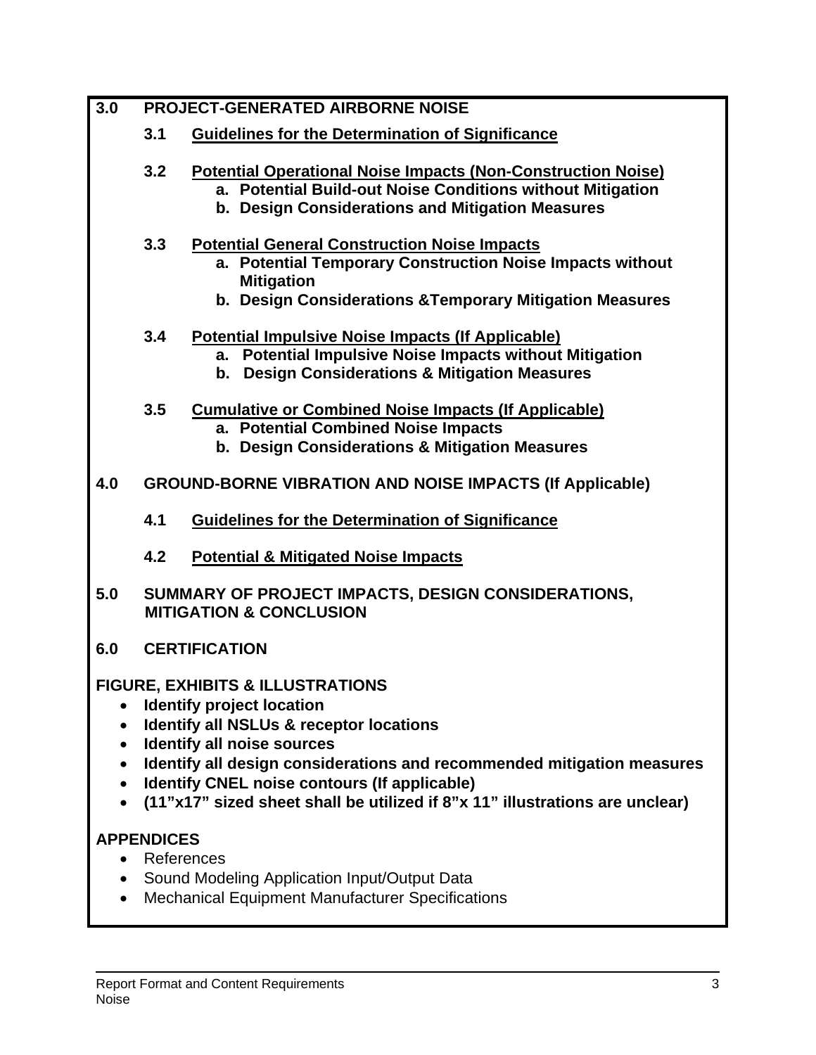**3.0 PROJECT-GENERATED AIRBORNE NOISE**

**3.1 <u>Guidelines for the Determination of Significance</u>**

**3.2 <u>Potential Operational Noise Impacts (Non-Construction Noise)</u>**

- **a. Potential Build-out Noise Conditions without Mitigation**
- **b. Design Considerations and Mitigation Measures**

**3.3 <u>Potential General Construction Noise Impacts</u>**

- **a. Potential Temporary Construction Noise Impacts without Mitigation**
- **b. Design Considerations &Temporary Mitigation Measures**

**3.4 <u>Potential Impulsive Noise Impacts (If Applicable)</u>**

- **a. Potential Impulsive Noise Impacts without Mitigation**
- **b. Design Considerations & Mitigation Measures**

**3.5 <u>Cumulative or Combined Noise Impacts (If Applicable)</u>**

- **a. Potential Combined Noise Impacts**
- **b. Design Considerations & Mitigation Measures**

**4.0 GROUND-BORNE VIBRATION AND NOISE IMPACTS (If Applicable)**

**4.1 <u>Guidelines for the Determination of Significance</u>**

**4.2 <u>Potential & Mitigated Noise Impacts</u>**

**5.0 SUMMARY OF PROJECT IMPACTS, DESIGN CONSIDERATIONS, MITIGATION & CONCLUSION**

**6.0 CERTIFICATION**

**FIGURE, EXHIBITS & ILLUSTRATIONS**

- **Identify project location**
- **Identify all NSLUs & receptor locations**
- **Identify all noise sources**
- **Identify all design considerations and recommended mitigation measures**
- **Identify CNEL noise contours (If applicable)**
- **(11"x17" sized sheet shall be utilized if 8"x 11" illustrations are unclear)**

**APPENDICES**

- References
- Sound Modeling Application Input/Output Data
- Mechanical Equipment Manufacturer Specifications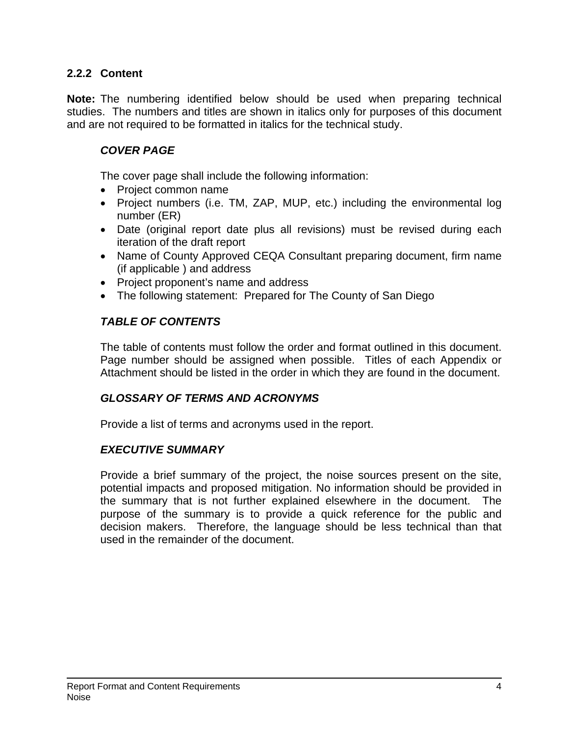### 2.2.2 Content

**Note:** The numbering identified below should be used when preparing technical studies. The numbers and titles are shown in italics only for purposes of this document and are not required to be formatted in italics for the technical study.

***COVER PAGE***

The cover page shall include the following information:

- Project common name
- Project numbers (i.e. TM, ZAP, MUP, etc.) including the environmental log number (ER)
- Date (original report date plus all revisions) must be revised during each iteration of the draft report
- Name of County Approved CEQA Consultant preparing document, firm name (if applicable ) and address
- Project proponent's name and address
- The following statement: Prepared for The County of San Diego

***TABLE OF CONTENTS***

The table of contents must follow the order and format outlined in this document. Page number should be assigned when possible. Titles of each Appendix or Attachment should be listed in the order in which they are found in the document.

***GLOSSARY OF TERMS AND ACRONYMS***

Provide a list of terms and acronyms used in the report.

***EXECUTIVE SUMMARY***

Provide a brief summary of the project, the noise sources present on the site, potential impacts and proposed mitigation. No information should be provided in the summary that is not further explained elsewhere in the document. The purpose of the summary is to provide a quick reference for the public and decision makers. Therefore, the language should be less technical than that used in the remainder of the document.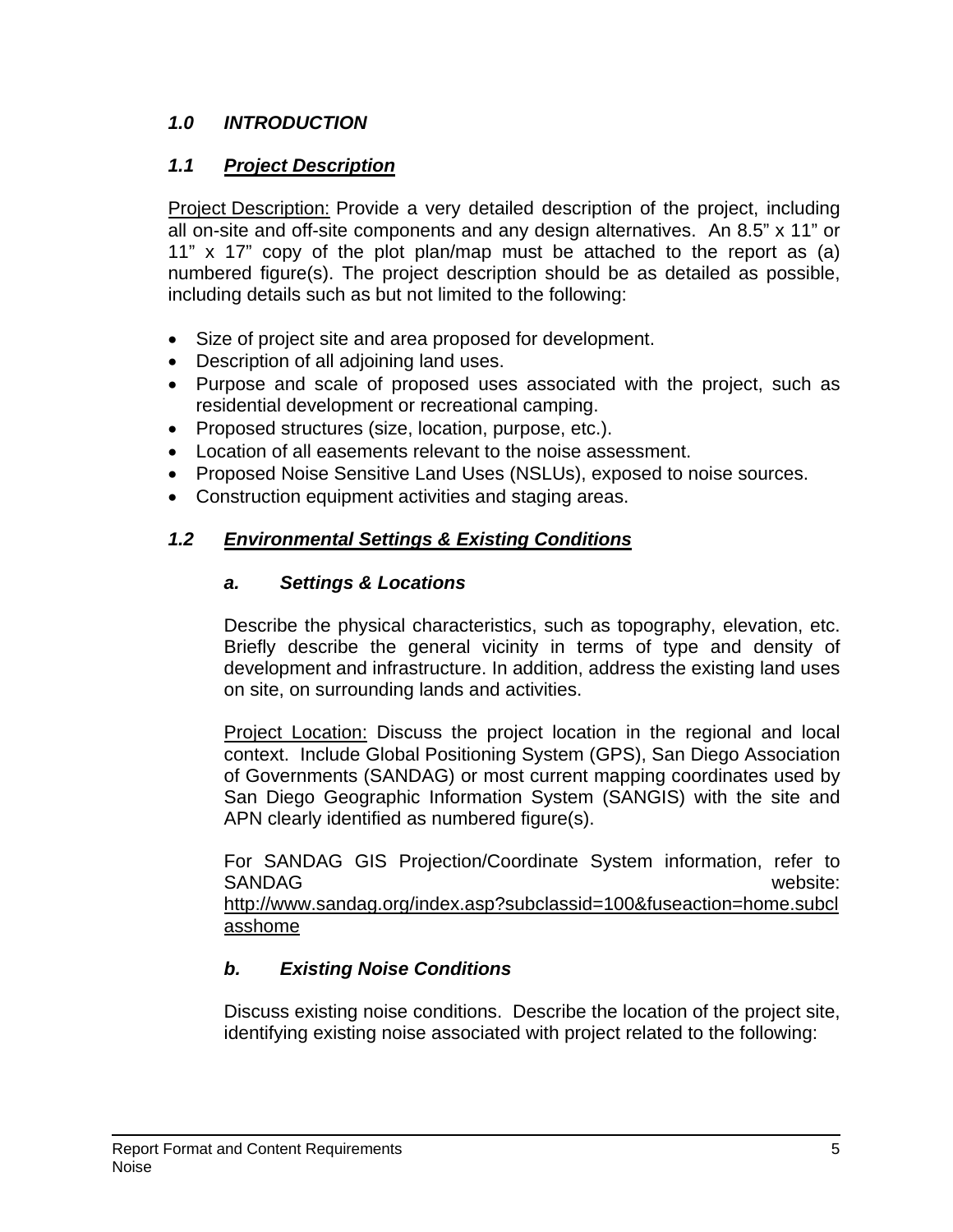## *1.0 INTRODUCTION*

### *1.1 Project Description*

Project Description: Provide a very detailed description of the project, including all on-site and off-site components and any design alternatives. An 8.5" x 11" or 11" x 17" copy of the plot plan/map must be attached to the report as (a) numbered figure(s). The project description should be as detailed as possible, including details such as but not limited to the following:

- Size of project site and area proposed for development.
- Description of all adjoining land uses.
- Purpose and scale of proposed uses associated with the project, such as residential development or recreational camping.
- Proposed structures (size, location, purpose, etc.).
- Location of all easements relevant to the noise assessment.
- Proposed Noise Sensitive Land Uses (NSLUs), exposed to noise sources.
- Construction equipment activities and staging areas.

### *1.2 Environmental Settings & Existing Conditions*

#### *a. Settings & Locations*

Describe the physical characteristics, such as topography, elevation, etc. Briefly describe the general vicinity in terms of type and density of development and infrastructure. In addition, address the existing land uses on site, on surrounding lands and activities.

Project Location: Discuss the project location in the regional and local context. Include Global Positioning System (GPS), San Diego Association of Governments (SANDAG) or most current mapping coordinates used by San Diego Geographic Information System (SANGIS) with the site and APN clearly identified as numbered figure(s).

For SANDAG GIS Projection/Coordinate System information, refer to SANDAG website: http://www.sandag.org/index.asp?subclassid=100&fuseaction=home.subclasshome

#### *b. Existing Noise Conditions*

Discuss existing noise conditions. Describe the location of the project site, identifying existing noise associated with project related to the following: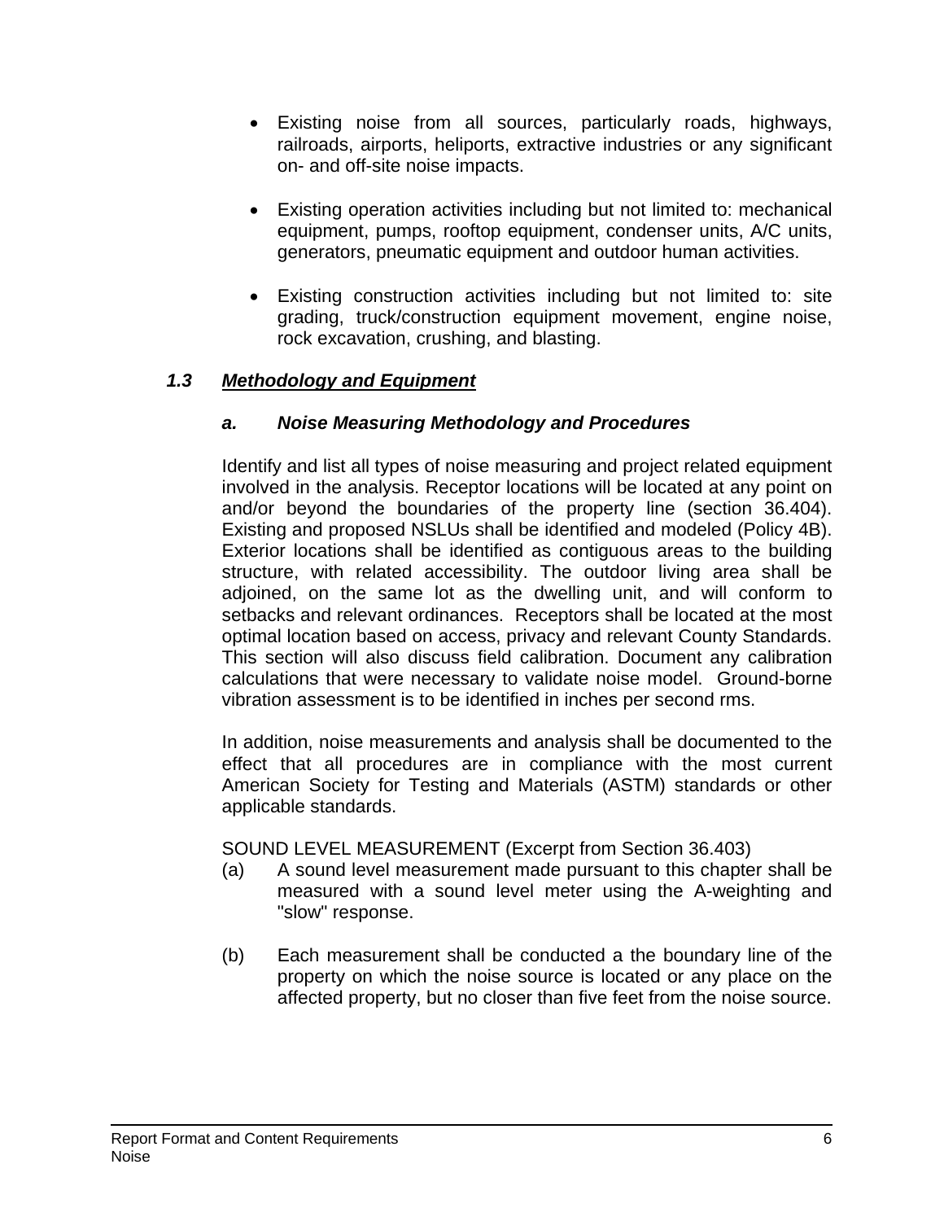- Existing noise from all sources, particularly roads, highways, railroads, airports, heliports, extractive industries or any significant on- and off-site noise impacts.

- Existing operation activities including but not limited to: mechanical equipment, pumps, rooftop equipment, condenser units, A/C units, generators, pneumatic equipment and outdoor human activities.

- Existing construction activities including but not limited to: site grading, truck/construction equipment movement, engine noise, rock excavation, crushing, and blasting.

### *1.3 Methodology and Equipment*

#### *a. Noise Measuring Methodology and Procedures*

Identify and list all types of noise measuring and project related equipment involved in the analysis. Receptor locations will be located at any point on and/or beyond the boundaries of the property line (section 36.404). Existing and proposed NSLUs shall be identified and modeled (Policy 4B). Exterior locations shall be identified as contiguous areas to the building structure, with related accessibility. The outdoor living area shall be adjoined, on the same lot as the dwelling unit, and will conform to setbacks and relevant ordinances. Receptors shall be located at the most optimal location based on access, privacy and relevant County Standards. This section will also discuss field calibration. Document any calibration calculations that were necessary to validate noise model. Ground-borne vibration assessment is to be identified in inches per second rms.

In addition, noise measurements and analysis shall be documented to the effect that all procedures are in compliance with the most current American Society for Testing and Materials (ASTM) standards or other applicable standards.

SOUND LEVEL MEASUREMENT (Excerpt from Section 36.403)

(a) A sound level measurement made pursuant to this chapter shall be measured with a sound level meter using the A-weighting and "slow" response.

(b) Each measurement shall be conducted a the boundary line of the property on which the noise source is located or any place on the affected property, but no closer than five feet from the noise source.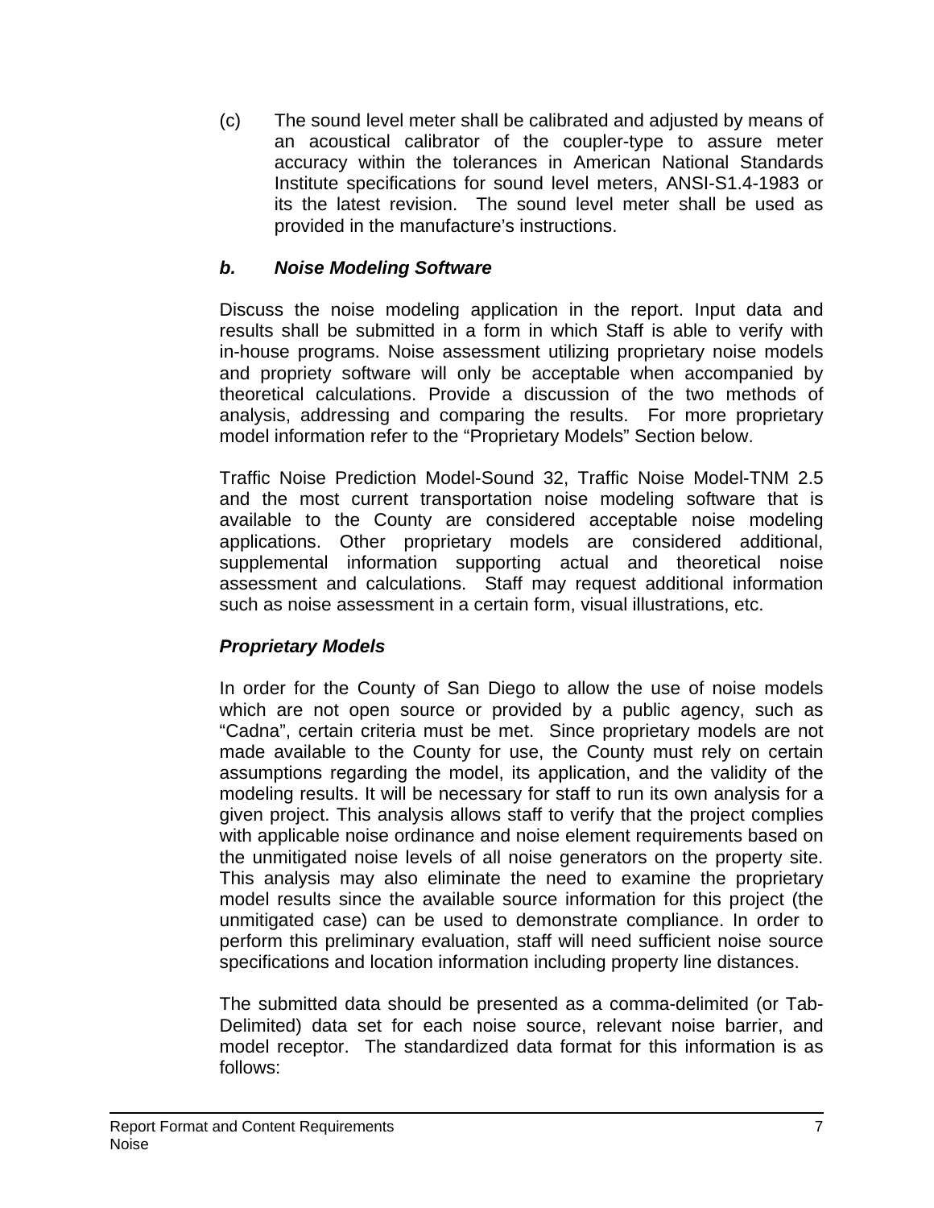(c) The sound level meter shall be calibrated and adjusted by means of an acoustical calibrator of the coupler-type to assure meter accuracy within the tolerances in American National Standards Institute specifications for sound level meters, ANSI-S1.4-1983 or its the latest revision. The sound level meter shall be used as provided in the manufacture's instructions.

### *b. Noise Modeling Software*

Discuss the noise modeling application in the report. Input data and results shall be submitted in a form in which Staff is able to verify with in-house programs. Noise assessment utilizing proprietary noise models and propriety software will only be acceptable when accompanied by theoretical calculations. Provide a discussion of the two methods of analysis, addressing and comparing the results. For more proprietary model information refer to the "Proprietary Models" Section below.

Traffic Noise Prediction Model-Sound 32, Traffic Noise Model-TNM 2.5 and the most current transportation noise modeling software that is available to the County are considered acceptable noise modeling applications. Other proprietary models are considered additional, supplemental information supporting actual and theoretical noise assessment and calculations. Staff may request additional information such as noise assessment in a certain form, visual illustrations, etc.

#### *Proprietary Models*

In order for the County of San Diego to allow the use of noise models which are not open source or provided by a public agency, such as "Cadna", certain criteria must be met. Since proprietary models are not made available to the County for use, the County must rely on certain assumptions regarding the model, its application, and the validity of the modeling results. It will be necessary for staff to run its own analysis for a given project. This analysis allows staff to verify that the project complies with applicable noise ordinance and noise element requirements based on the unmitigated noise levels of all noise generators on the property site. This analysis may also eliminate the need to examine the proprietary model results since the available source information for this project (the unmitigated case) can be used to demonstrate compliance. In order to perform this preliminary evaluation, staff will need sufficient noise source specifications and location information including property line distances.

The submitted data should be presented as a comma-delimited (or Tab-Delimited) data set for each noise source, relevant noise barrier, and model receptor. The standardized data format for this information is as follows: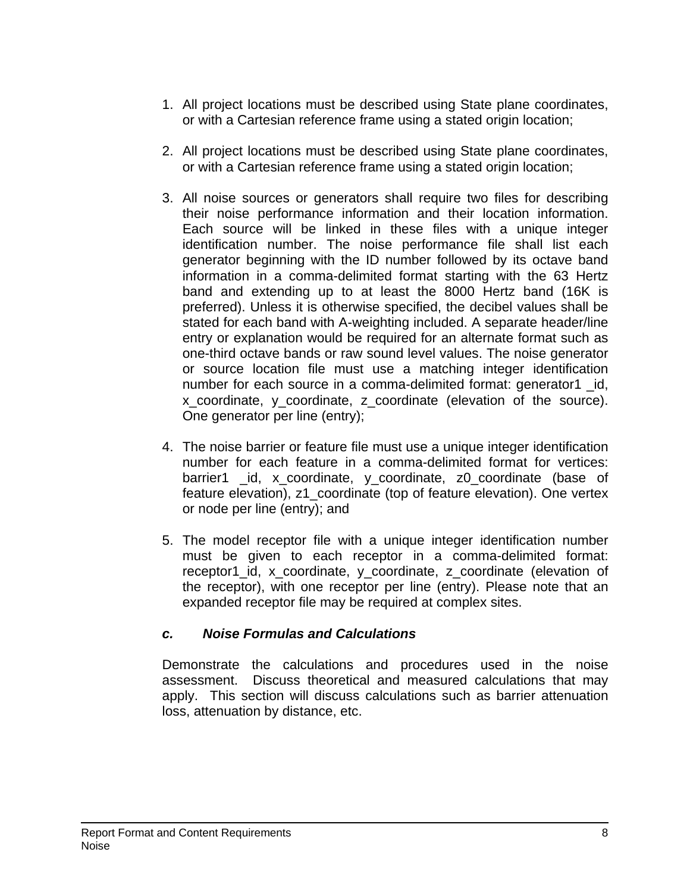1. All project locations must be described using State plane coordinates, or with a Cartesian reference frame using a stated origin location;

2. All project locations must be described using State plane coordinates, or with a Cartesian reference frame using a stated origin location;

3. All noise sources or generators shall require two files for describing their noise performance information and their location information. Each source will be linked in these files with a unique integer identification number. The noise performance file shall list each generator beginning with the ID number followed by its octave band information in a comma-delimited format starting with the 63 Hertz band and extending up to at least the 8000 Hertz band (16K is preferred). Unless it is otherwise specified, the decibel values shall be stated for each band with A-weighting included. A separate header/line entry or explanation would be required for an alternate format such as one-third octave bands or raw sound level values. The noise generator or source location file must use a matching integer identification number for each source in a comma-delimited format: generator1 _id, x_coordinate, y_coordinate, z_coordinate (elevation of the source). One generator per line (entry);

4. The noise barrier or feature file must use a unique integer identification number for each feature in a comma-delimited format for vertices: barrier1 _id, x_coordinate, y_coordinate, z0_coordinate (base of feature elevation), z1_coordinate (top of feature elevation). One vertex or node per line (entry); and

5. The model receptor file with a unique integer identification number must be given to each receptor in a comma-delimited format: receptor1_id, x_coordinate, y_coordinate, z_coordinate (elevation of the receptor), with one receptor per line (entry). Please note that an expanded receptor file may be required at complex sites.

### *c. Noise Formulas and Calculations*

Demonstrate the calculations and procedures used in the noise assessment. Discuss theoretical and measured calculations that may apply. This section will discuss calculations such as barrier attenuation loss, attenuation by distance, etc.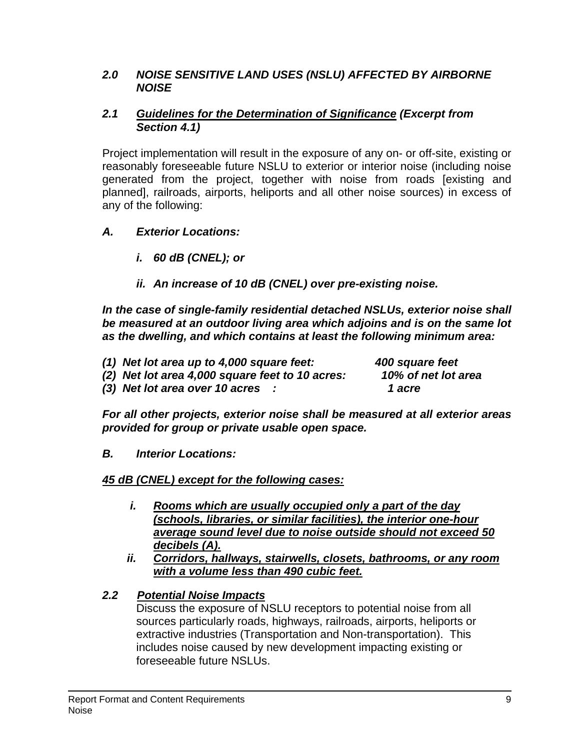## *2.0 NOISE SENSITIVE LAND USES (NSLU) AFFECTED BY AIRBORNE NOISE*

### *2.1 <u>Guidelines for the Determination of Significance</u> (Excerpt from Section 4.1)*

Project implementation will result in the exposure of any on- or off-site, existing or reasonably foreseeable future NSLU to exterior or interior noise (including noise generated from the project, together with noise from roads [existing and planned], railroads, airports, heliports and all other noise sources) in excess of any of the following:

***A. Exterior Locations:***

> ***i. 60 dB (CNEL); or***
>
> ***ii. An increase of 10 dB (CNEL) over pre-existing noise.***

***In the case of single-family residential detached NSLUs, exterior noise shall be measured at an outdoor living area which adjoins and is on the same lot as the dwelling, and which contains at least the following minimum area:***

***(1) Net lot area up to 4,000 square feet: 400 square feet***
***(2) Net lot area 4,000 square feet to 10 acres: 10% of net lot area***
***(3) Net lot area over 10 acres : 1 acre***

***For all other projects, exterior noise shall be measured at all exterior areas provided for group or private usable open space.***

***B. Interior Locations:***

***<u>45 dB (CNEL) except for the following cases:</u>***

> ***i. <u>Rooms which are usually occupied only a part of the day (schools, libraries, or similar facilities), the interior one-hour average sound level due to noise outside should not exceed 50 decibels (A).</u>***
>
> ***ii. <u>Corridors, hallways, stairwells, closets, bathrooms, or any room with a volume less than 490 cubic feet.</u>***

### *2.2 <u>Potential Noise Impacts</u>*

Discuss the exposure of NSLU receptors to potential noise from all sources particularly roads, highways, railroads, airports, heliports or extractive industries (Transportation and Non-transportation). This includes noise caused by new development impacting existing or foreseeable future NSLUs.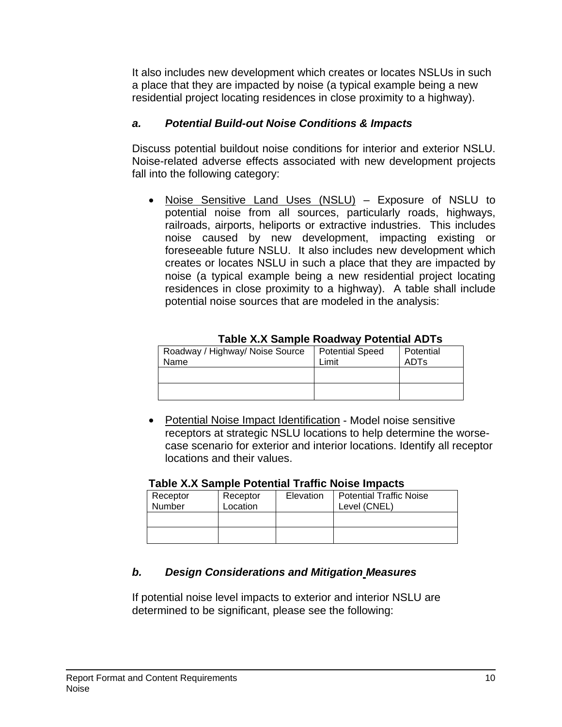It also includes new development which creates or locates NSLUs in such a place that they are impacted by noise (a typical example being a new residential project locating residences in close proximity to a highway).

### *a. Potential Build-out Noise Conditions & Impacts*

Discuss potential buildout noise conditions for interior and exterior NSLU. Noise-related adverse effects associated with new development projects fall into the following category:

- Noise Sensitive Land Uses (NSLU) – Exposure of NSLU to potential noise from all sources, particularly roads, highways, railroads, airports, heliports or extractive industries. This includes noise caused by new development, impacting existing or foreseeable future NSLU. It also includes new development which creates or locates NSLU in such a place that they are impacted by noise (a typical example being a new residential project locating residences in close proximity to a highway). A table shall include potential noise sources that are modeled in the analysis:

**Table X.X Sample Roadway Potential ADTs**

| Roadway / Highway/ Noise Source Name | Potential Speed Limit | Potential ADTs |
|---|---|---|
| | | |
| | | |

- Potential Noise Impact Identification - Model noise sensitive receptors at strategic NSLU locations to help determine the worse-case scenario for exterior and interior locations. Identify all receptor locations and their values.

**Table X.X Sample Potential Traffic Noise Impacts**

| Receptor Number | Receptor Location | Elevation | Potential Traffic Noise Level (CNEL) |
|---|---|---|---|
| | | | |
| | | | |

### *b. Design Considerations and Mitigation Measures*

If potential noise level impacts to exterior and interior NSLU are determined to be significant, please see the following: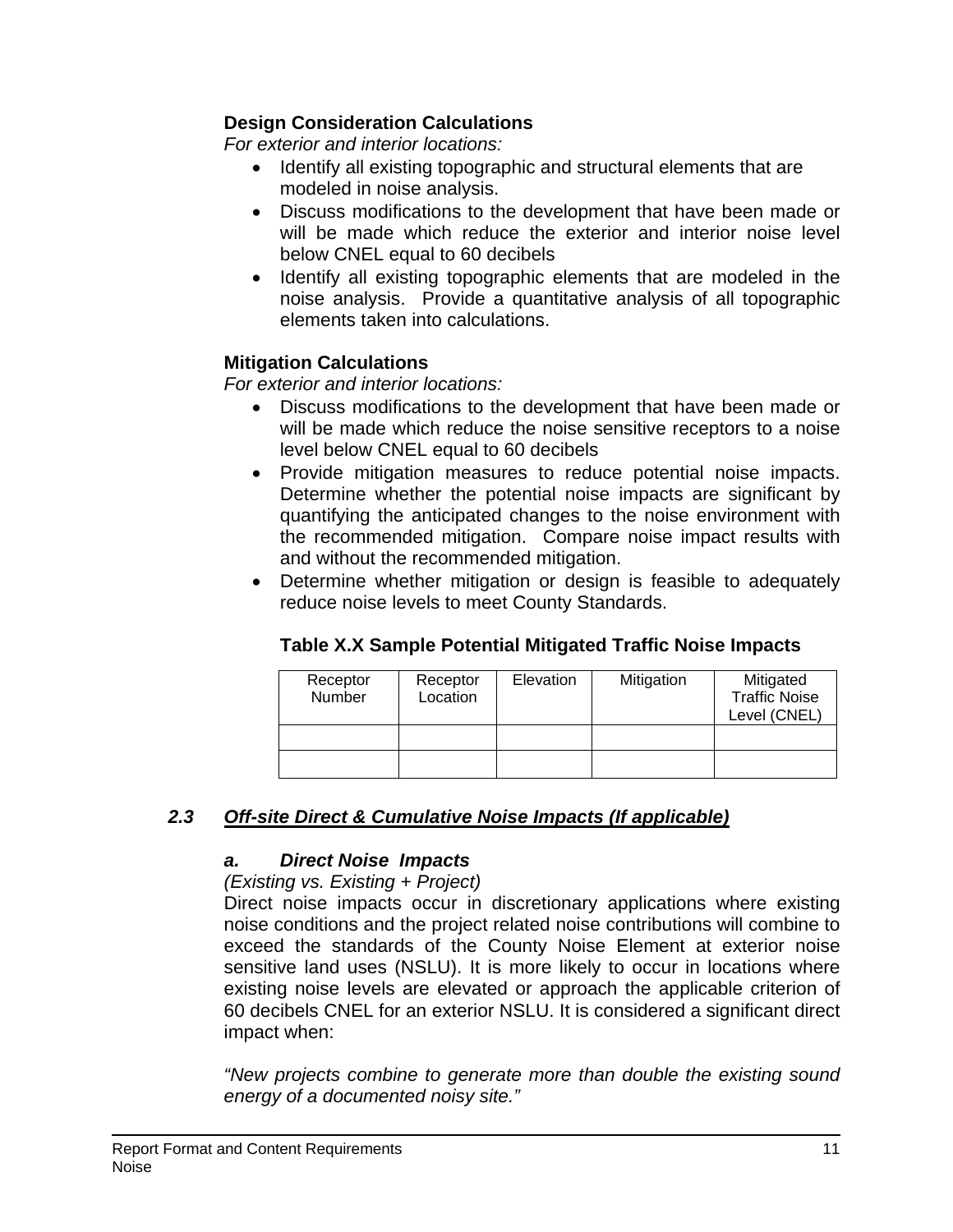**Design Consideration Calculations**

*For exterior and interior locations:*

- Identify all existing topographic and structural elements that are modeled in noise analysis.
- Discuss modifications to the development that have been made or will be made which reduce the exterior and interior noise level below CNEL equal to 60 decibels
- Identify all existing topographic elements that are modeled in the noise analysis. Provide a quantitative analysis of all topographic elements taken into calculations.

**Mitigation Calculations**

*For exterior and interior locations:*

- Discuss modifications to the development that have been made or will be made which reduce the noise sensitive receptors to a noise level below CNEL equal to 60 decibels
- Provide mitigation measures to reduce potential noise impacts. Determine whether the potential noise impacts are significant by quantifying the anticipated changes to the noise environment with the recommended mitigation. Compare noise impact results with and without the recommended mitigation.
- Determine whether mitigation or design is feasible to adequately reduce noise levels to meet County Standards.

**Table X.X Sample Potential Mitigated Traffic Noise Impacts**

| Receptor Number | Receptor Location | Elevation | Mitigation | Mitigated Traffic Noise Level (CNEL) |
|---|---|---|---|---|
| | | | | |
| | | | | |

### *2.3 Off-site Direct & Cumulative Noise Impacts (If applicable)*

#### *a. Direct Noise Impacts*

*(Existing vs. Existing + Project)*

Direct noise impacts occur in discretionary applications where existing noise conditions and the project related noise contributions will combine to exceed the standards of the County Noise Element at exterior noise sensitive land uses (NSLU). It is more likely to occur in locations where existing noise levels are elevated or approach the applicable criterion of 60 decibels CNEL for an exterior NSLU. It is considered a significant direct impact when:

*"New projects combine to generate more than double the existing sound energy of a documented noisy site."*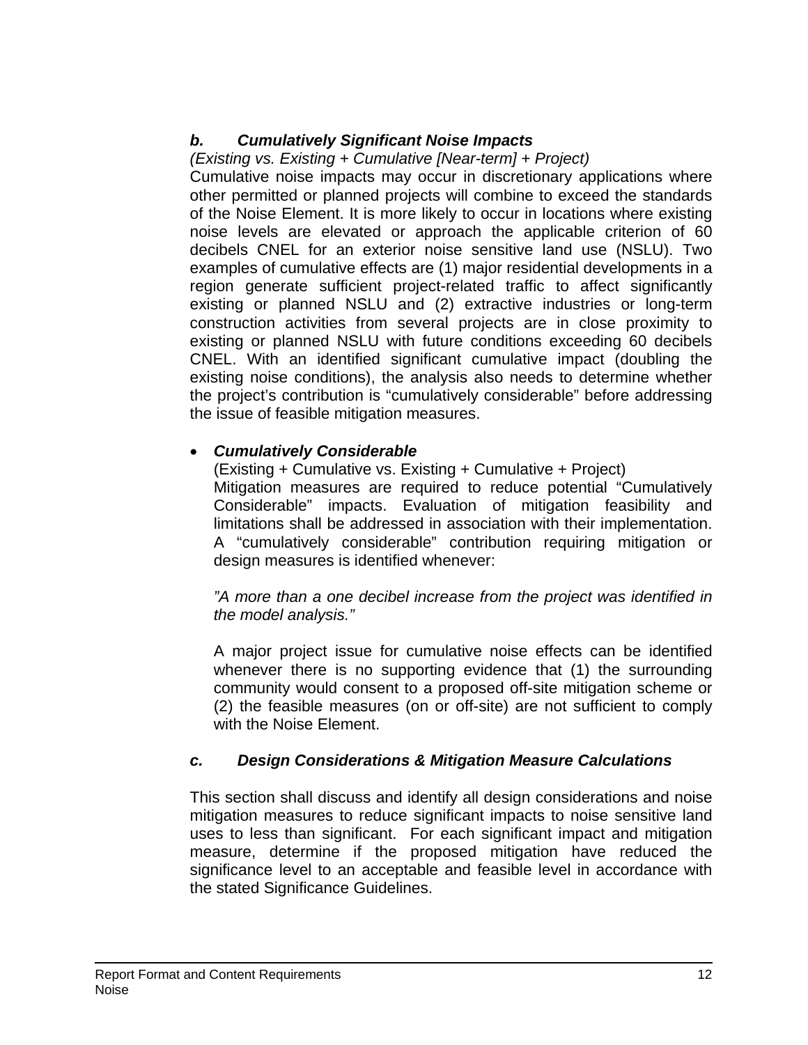### b. *Cumulatively Significant Noise Impacts*

*(Existing vs. Existing + Cumulative [Near-term] + Project)*

Cumulative noise impacts may occur in discretionary applications where other permitted or planned projects will combine to exceed the standards of the Noise Element. It is more likely to occur in locations where existing noise levels are elevated or approach the applicable criterion of 60 decibels CNEL for an exterior noise sensitive land use (NSLU). Two examples of cumulative effects are (1) major residential developments in a region generate sufficient project-related traffic to affect significantly existing or planned NSLU and (2) extractive industries or long-term construction activities from several projects are in close proximity to existing or planned NSLU with future conditions exceeding 60 decibels CNEL. With an identified significant cumulative impact (doubling the existing noise conditions), the analysis also needs to determine whether the project's contribution is "cumulatively considerable" before addressing the issue of feasible mitigation measures.

- ***Cumulatively Considerable***

  (Existing + Cumulative vs. Existing + Cumulative + Project)

  Mitigation measures are required to reduce potential "Cumulatively Considerable" impacts. Evaluation of mitigation feasibility and limitations shall be addressed in association with their implementation. A "cumulatively considerable" contribution requiring mitigation or design measures is identified whenever:

  *"A more than a one decibel increase from the project was identified in the model analysis."*

  A major project issue for cumulative noise effects can be identified whenever there is no supporting evidence that (1) the surrounding community would consent to a proposed off-site mitigation scheme or (2) the feasible measures (on or off-site) are not sufficient to comply with the Noise Element.

### c. *Design Considerations & Mitigation Measure Calculations*

This section shall discuss and identify all design considerations and noise mitigation measures to reduce significant impacts to noise sensitive land uses to less than significant. For each significant impact and mitigation measure, determine if the proposed mitigation have reduced the significance level to an acceptable and feasible level in accordance with the stated Significance Guidelines.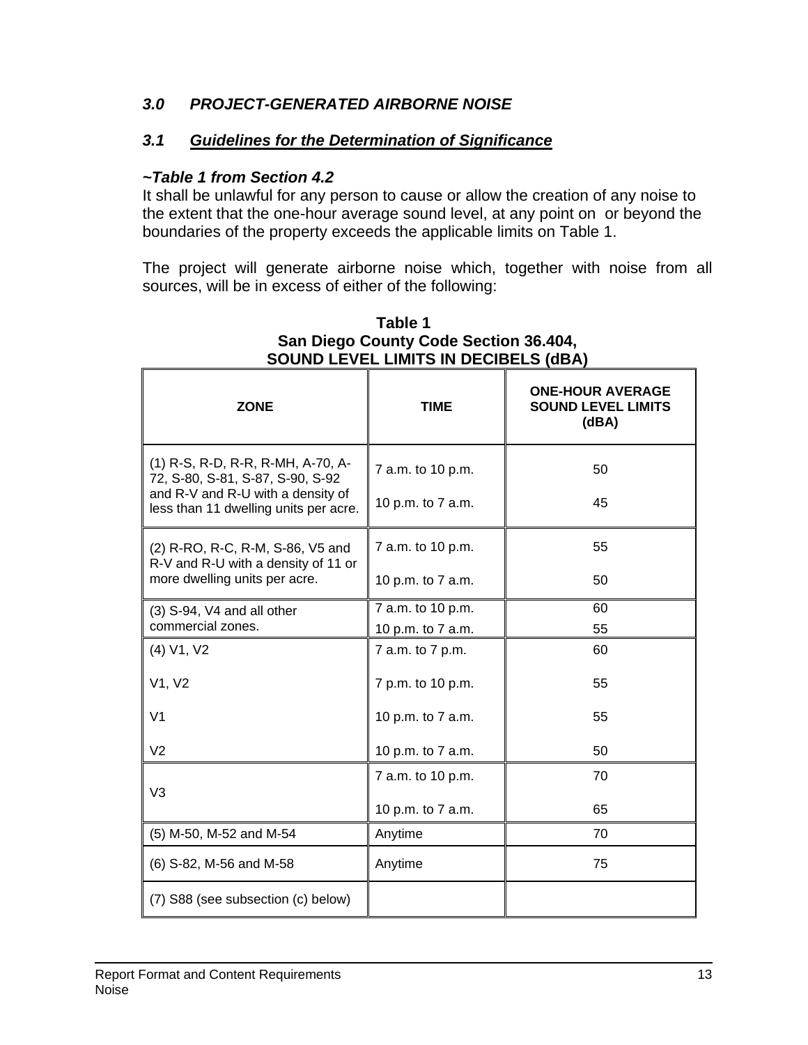## *3.0 PROJECT-GENERATED AIRBORNE NOISE*

### *3.1 Guidelines for the Determination of Significance*

***~Table 1 from Section 4.2***

It shall be unlawful for any person to cause or allow the creation of any noise to the extent that the one-hour average sound level, at any point on or beyond the boundaries of the property exceeds the applicable limits on Table 1.

The project will generate airborne noise which, together with noise from all sources, will be in excess of either of the following:

**Table 1**
**San Diego County Code Section 36.404,**
**SOUND LEVEL LIMITS IN DECIBELS (dBA)**

| ZONE | TIME | ONE-HOUR AVERAGE SOUND LEVEL LIMITS (dBA) |
|---|---|---|
| (1) R-S, R-D, R-R, R-MH, A-70, A-72, S-80, S-81, S-87, S-90, S-92 and R-V and R-U with a density of less than 11 dwelling units per acre. | 7 a.m. to 10 p.m. | 50 |
| | 10 p.m. to 7 a.m. | 45 |
| (2) R-RO, R-C, R-M, S-86, V5 and R-V and R-U with a density of 11 or more dwelling units per acre. | 7 a.m. to 10 p.m. | 55 |
| | 10 p.m. to 7 a.m. | 50 |
| (3) S-94, V4 and all other commercial zones. | 7 a.m. to 10 p.m. | 60 |
| | 10 p.m. to 7 a.m. | 55 |
| (4) V1, V2 | 7 a.m. to 7 p.m. | 60 |
| V1, V2 | 7 p.m. to 10 p.m. | 55 |
| V1 | 10 p.m. to 7 a.m. | 55 |
| V2 | 10 p.m. to 7 a.m. | 50 |
| V3 | 7 a.m. to 10 p.m. | 70 |
| | 10 p.m. to 7 a.m. | 65 |
| (5) M-50, M-52 and M-54 | Anytime | 70 |
| (6) S-82, M-56 and M-58 | Anytime | 75 |
| (7) S88 (see subsection (c) below) | | |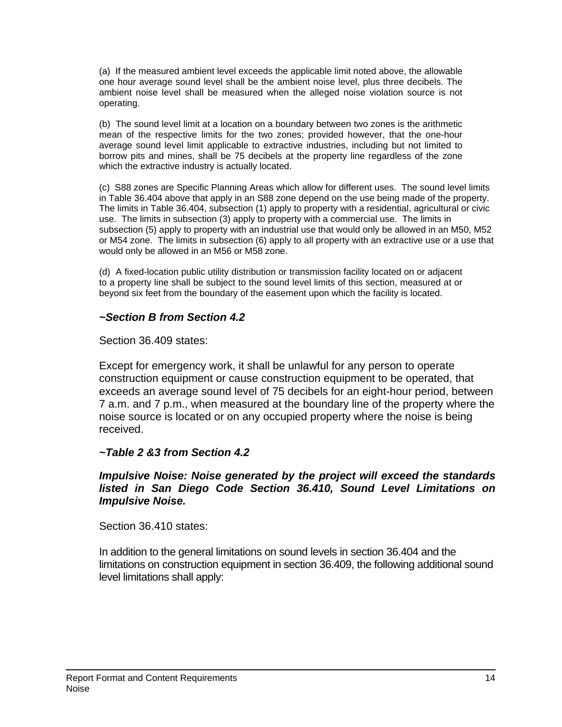(a) If the measured ambient level exceeds the applicable limit noted above, the allowable one hour average sound level shall be the ambient noise level, plus three decibels. The ambient noise level shall be measured when the alleged noise violation source is not operating.

(b) The sound level limit at a location on a boundary between two zones is the arithmetic mean of the respective limits for the two zones; provided however, that the one-hour average sound level limit applicable to extractive industries, including but not limited to borrow pits and mines, shall be 75 decibels at the property line regardless of the zone which the extractive industry is actually located.

(c) S88 zones are Specific Planning Areas which allow for different uses. The sound level limits in Table 36.404 above that apply in an S88 zone depend on the use being made of the property. The limits in Table 36.404, subsection (1) apply to property with a residential, agricultural or civic use. The limits in subsection (3) apply to property with a commercial use. The limits in subsection (5) apply to property with an industrial use that would only be allowed in an M50, M52 or M54 zone. The limits in subsection (6) apply to all property with an extractive use or a use that would only be allowed in an M56 or M58 zone.

(d) A fixed-location public utility distribution or transmission facility located on or adjacent to a property line shall be subject to the sound level limits of this section, measured at or beyond six feet from the boundary of the easement upon which the facility is located.

***~Section B from Section 4.2***

Section 36.409 states:

Except for emergency work, it shall be unlawful for any person to operate construction equipment or cause construction equipment to be operated, that exceeds an average sound level of 75 decibels for an eight-hour period, between 7 a.m. and 7 p.m., when measured at the boundary line of the property where the noise source is located or on any occupied property where the noise is being received.

***~Table 2 &3 from Section 4.2***

***Impulsive Noise: Noise generated by the project will exceed the standards listed in San Diego Code Section 36.410, Sound Level Limitations on Impulsive Noise.***

Section 36.410 states:

In addition to the general limitations on sound levels in section 36.404 and the limitations on construction equipment in section 36.409, the following additional sound level limitations shall apply: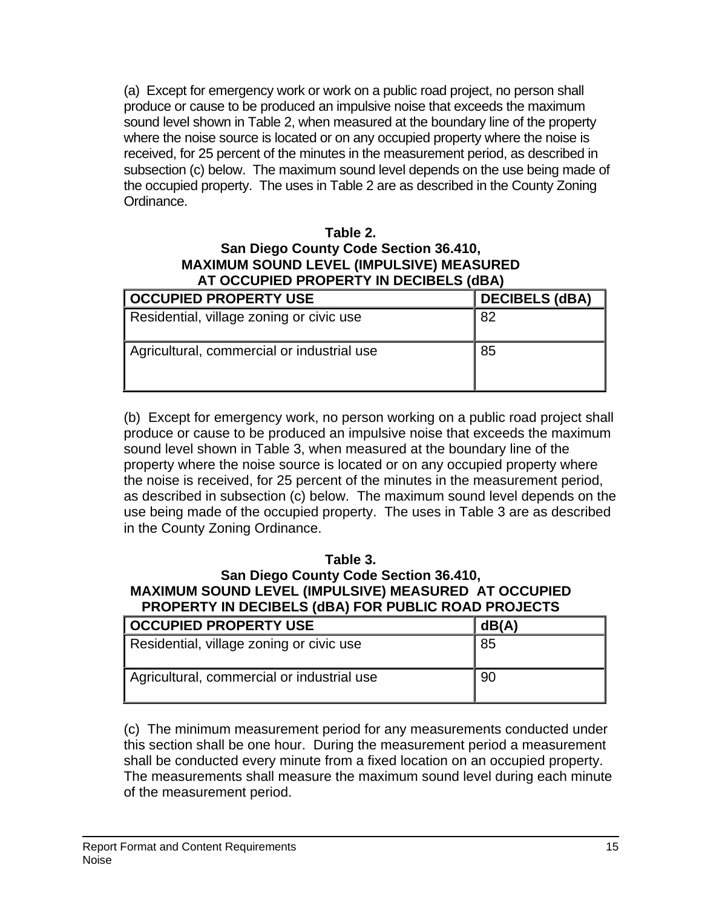(a) Except for emergency work or work on a public road project, no person shall produce or cause to be produced an impulsive noise that exceeds the maximum sound level shown in Table 2, when measured at the boundary line of the property where the noise source is located or on any occupied property where the noise is received, for 25 percent of the minutes in the measurement period, as described in subsection (c) below. The maximum sound level depends on the use being made of the occupied property. The uses in Table 2 are as described in the County Zoning Ordinance.

**Table 2.**
**San Diego County Code Section 36.410,**
**MAXIMUM SOUND LEVEL (IMPULSIVE) MEASURED AT OCCUPIED PROPERTY IN DECIBELS (dBA)**

| OCCUPIED PROPERTY USE | DECIBELS (dBA) |
|---|---|
| Residential, village zoning or civic use | 82 |
| Agricultural, commercial or industrial use | 85 |

(b) Except for emergency work, no person working on a public road project shall produce or cause to be produced an impulsive noise that exceeds the maximum sound level shown in Table 3, when measured at the boundary line of the property where the noise source is located or on any occupied property where the noise is received, for 25 percent of the minutes in the measurement period, as described in subsection (c) below. The maximum sound level depends on the use being made of the occupied property. The uses in Table 3 are as described in the County Zoning Ordinance.

**Table 3.**
**San Diego County Code Section 36.410,**
**MAXIMUM SOUND LEVEL (IMPULSIVE) MEASURED AT OCCUPIED PROPERTY IN DECIBELS (dBA) FOR PUBLIC ROAD PROJECTS**

| OCCUPIED PROPERTY USE | dB(A) |
|---|---|
| Residential, village zoning or civic use | 85 |
| Agricultural, commercial or industrial use | 90 |

(c) The minimum measurement period for any measurements conducted under this section shall be one hour. During the measurement period a measurement shall be conducted every minute from a fixed location on an occupied property. The measurements shall measure the maximum sound level during each minute of the measurement period.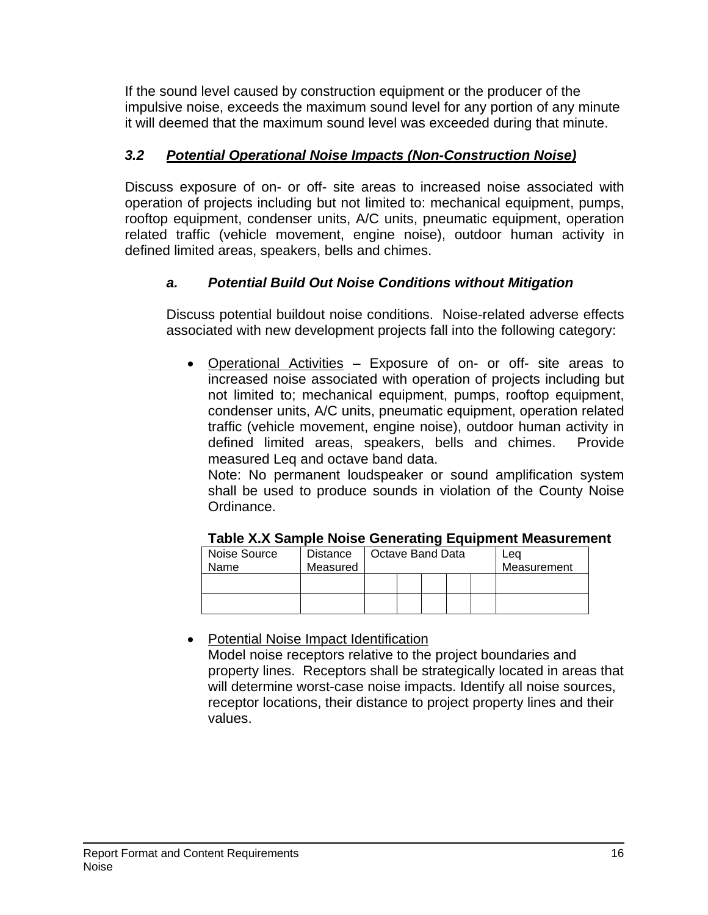If the sound level caused by construction equipment or the producer of the impulsive noise, exceeds the maximum sound level for any portion of any minute it will deemed that the maximum sound level was exceeded during that minute.

### *3.2 Potential Operational Noise Impacts (Non-Construction Noise)*

Discuss exposure of on- or off- site areas to increased noise associated with operation of projects including but not limited to: mechanical equipment, pumps, rooftop equipment, condenser units, A/C units, pneumatic equipment, operation related traffic (vehicle movement, engine noise), outdoor human activity in defined limited areas, speakers, bells and chimes.

#### *a. Potential Build Out Noise Conditions without Mitigation*

Discuss potential buildout noise conditions. Noise-related adverse effects associated with new development projects fall into the following category:

- Operational Activities – Exposure of on- or off- site areas to increased noise associated with operation of projects including but not limited to; mechanical equipment, pumps, rooftop equipment, condenser units, A/C units, pneumatic equipment, operation related traffic (vehicle movement, engine noise), outdoor human activity in defined limited areas, speakers, bells and chimes. Provide measured Leq and octave band data.
  Note: No permanent loudspeaker or sound amplification system shall be used to produce sounds in violation of the County Noise Ordinance.

  **Table X.X Sample Noise Generating Equipment Measurement**

  | Noise Source Name | Distance Measured | Octave Band Data | | | | | Leq Measurement |
  |---|---|---|---|---|---|---|---|
  | | | | | | | | |
  | | | | | | | | |

- Potential Noise Impact Identification
  Model noise receptors relative to the project boundaries and property lines. Receptors shall be strategically located in areas that will determine worst-case noise impacts. Identify all noise sources, receptor locations, their distance to project property lines and their values.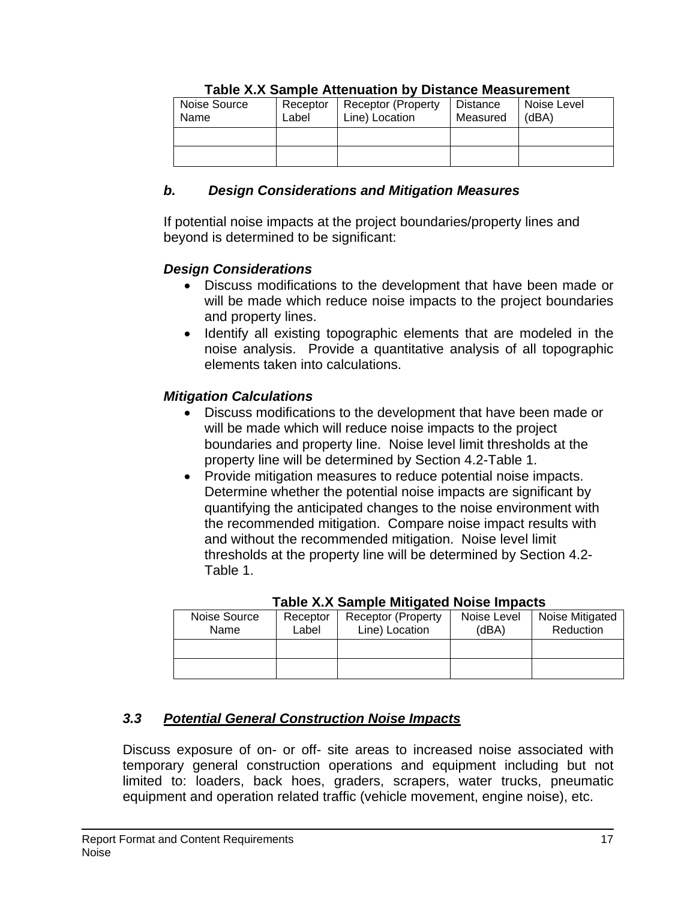**Table X.X Sample Attenuation by Distance Measurement**

| Noise Source Name | Receptor Label | Receptor (Property Line) Location | Distance Measured | Noise Level (dBA) |
|---|---|---|---|---|
| | | | | |
| | | | | |

### *b. Design Considerations and Mitigation Measures*

If potential noise impacts at the project boundaries/property lines and beyond is determined to be significant:

***Design Considerations***

- Discuss modifications to the development that have been made or will be made which reduce noise impacts to the project boundaries and property lines.
- Identify all existing topographic elements that are modeled in the noise analysis. Provide a quantitative analysis of all topographic elements taken into calculations.

***Mitigation Calculations***

- Discuss modifications to the development that have been made or will be made which will reduce noise impacts to the project boundaries and property line. Noise level limit thresholds at the property line will be determined by Section 4.2-Table 1.
- Provide mitigation measures to reduce potential noise impacts. Determine whether the potential noise impacts are significant by quantifying the anticipated changes to the noise environment with the recommended mitigation. Compare noise impact results with and without the recommended mitigation. Noise level limit thresholds at the property line will be determined by Section 4.2-Table 1.

**Table X.X Sample Mitigated Noise Impacts**

| Noise Source Name | Receptor Label | Receptor (Property Line) Location | Noise Level (dBA) | Noise Mitigated Reduction |
|---|---|---|---|---|
| | | | | |
| | | | | |

## *3.3 Potential General Construction Noise Impacts*

Discuss exposure of on- or off- site areas to increased noise associated with temporary general construction operations and equipment including but not limited to: loaders, back hoes, graders, scrapers, water trucks, pneumatic equipment and operation related traffic (vehicle movement, engine noise), etc.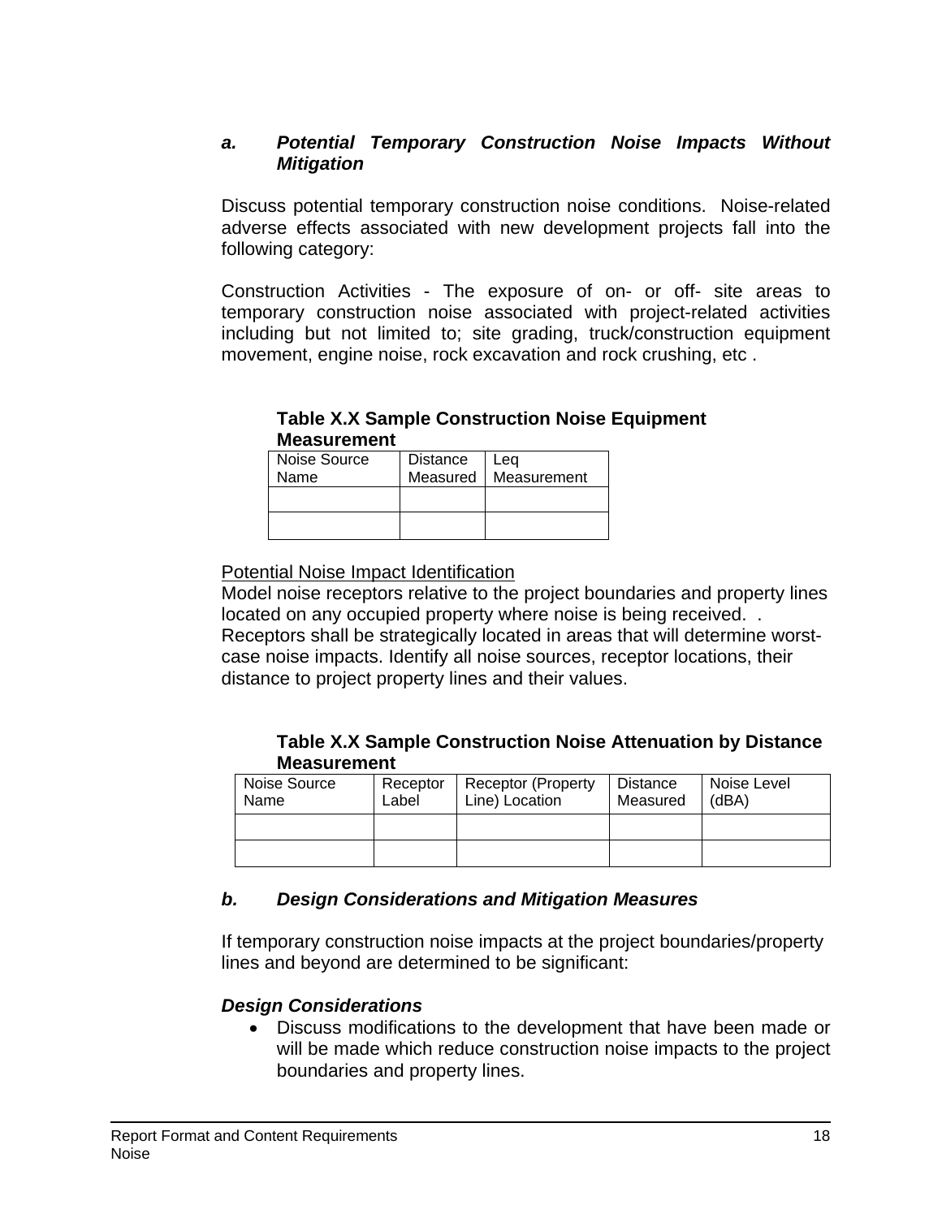### *a. Potential Temporary Construction Noise Impacts Without Mitigation*

Discuss potential temporary construction noise conditions. Noise-related adverse effects associated with new development projects fall into the following category:

Construction Activities - The exposure of on- or off- site areas to temporary construction noise associated with project-related activities including but not limited to; site grading, truck/construction equipment movement, engine noise, rock excavation and rock crushing, etc .

**Table X.X Sample Construction Noise Equipment Measurement**

| Noise Source Name | Distance Measured | Leq Measurement |
|---|---|---|
| | | |
| | | |

<u>Potential Noise Impact Identification</u>

Model noise receptors relative to the project boundaries and property lines located on any occupied property where noise is being received. . Receptors shall be strategically located in areas that will determine worst-case noise impacts. Identify all noise sources, receptor locations, their distance to project property lines and their values.

**Table X.X Sample Construction Noise Attenuation by Distance Measurement**

| Noise Source Name | Receptor Label | Receptor (Property Line) Location | Distance Measured | Noise Level (dBA) |
|---|---|---|---|---|
| | | | | |
| | | | | |

### *b. Design Considerations and Mitigation Measures*

If temporary construction noise impacts at the project boundaries/property lines and beyond are determined to be significant:

***Design Considerations***

- Discuss modifications to the development that have been made or will be made which reduce construction noise impacts to the project boundaries and property lines.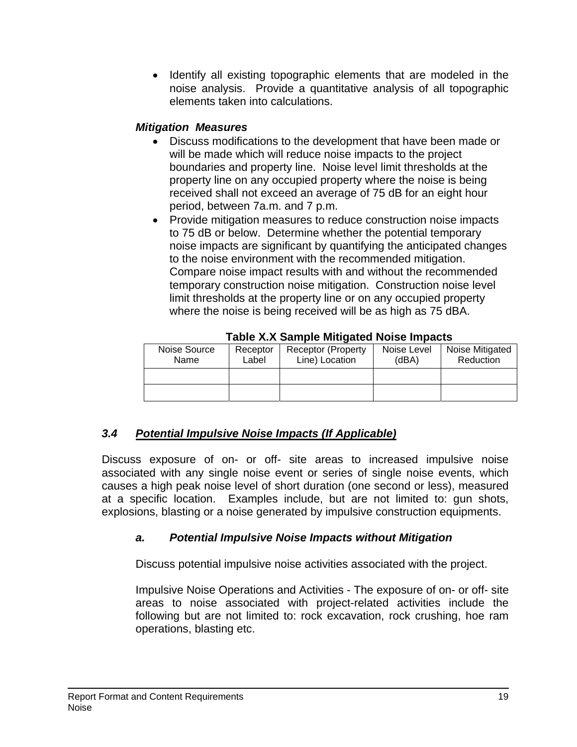- Identify all existing topographic elements that are modeled in the noise analysis. Provide a quantitative analysis of all topographic elements taken into calculations.

***Mitigation Measures***

- Discuss modifications to the development that have been made or will be made which will reduce noise impacts to the project boundaries and property line. Noise level limit thresholds at the property line on any occupied property where the noise is being received shall not exceed an average of 75 dB for an eight hour period, between 7a.m. and 7 p.m.
- Provide mitigation measures to reduce construction noise impacts to 75 dB or below. Determine whether the potential temporary noise impacts are significant by quantifying the anticipated changes to the noise environment with the recommended mitigation. Compare noise impact results with and without the recommended temporary construction noise mitigation. Construction noise level limit thresholds at the property line or on any occupied property where the noise is being received will be as high as 75 dBA.

**Table X.X Sample Mitigated Noise Impacts**

| Noise Source Name | Receptor Label | Receptor (Property Line) Location | Noise Level (dBA) | Noise Mitigated Reduction |
|---|---|---|---|---|
| | | | | |
| | | | | |

## ***3.4 <u>Potential Impulsive Noise Impacts (If Applicable)</u>***

Discuss exposure of on- or off- site areas to increased impulsive noise associated with any single noise event or series of single noise events, which causes a high peak noise level of short duration (one second or less), measured at a specific location. Examples include, but are not limited to: gun shots, explosions, blasting or a noise generated by impulsive construction equipments.

### ***a. Potential Impulsive Noise Impacts without Mitigation***

Discuss potential impulsive noise activities associated with the project.

Impulsive Noise Operations and Activities - The exposure of on- or off- site areas to noise associated with project-related activities include the following but are not limited to: rock excavation, rock crushing, hoe ram operations, blasting etc.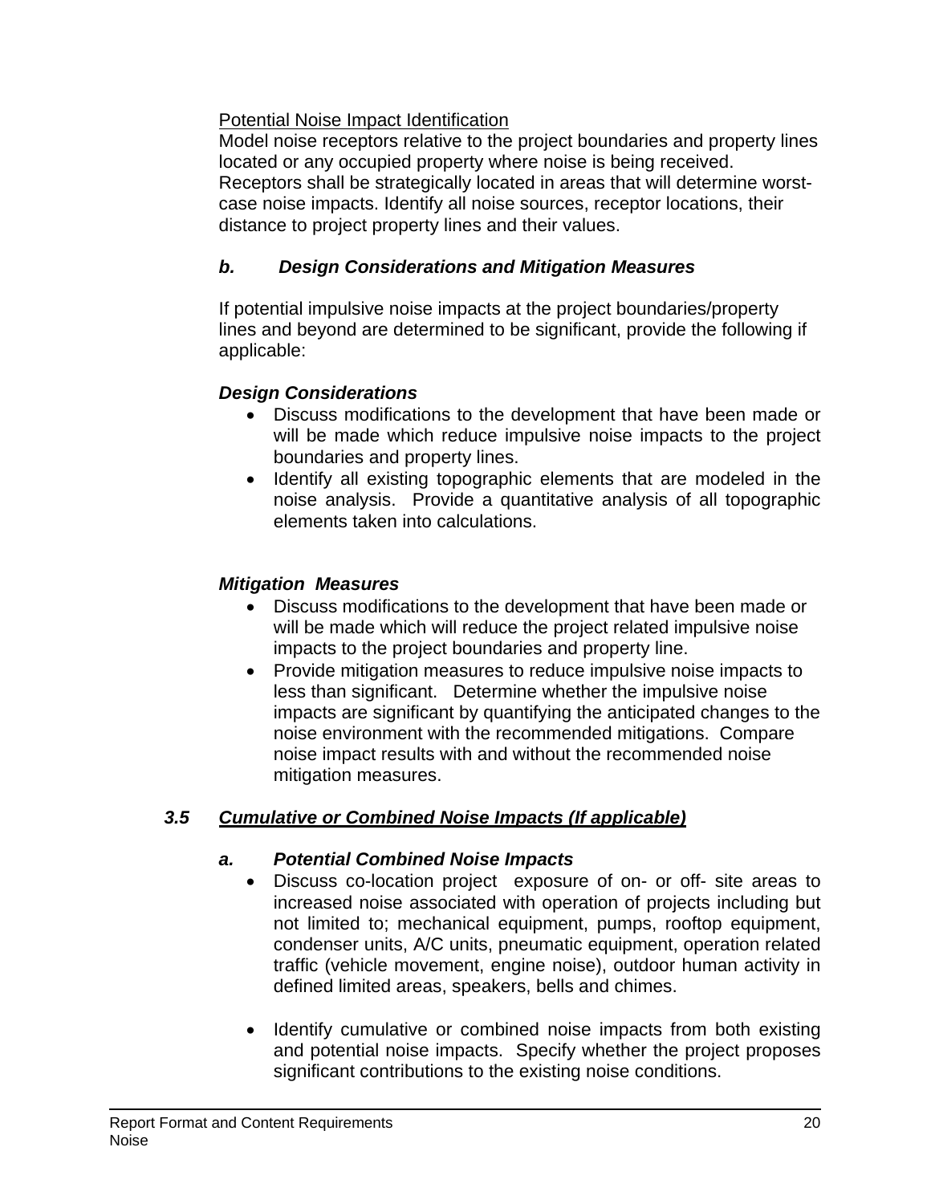Potential Noise Impact Identification

Model noise receptors relative to the project boundaries and property lines located or any occupied property where noise is being received. Receptors shall be strategically located in areas that will determine worst-case noise impacts. Identify all noise sources, receptor locations, their distance to project property lines and their values.

#### *b. Design Considerations and Mitigation Measures*

If potential impulsive noise impacts at the project boundaries/property lines and beyond are determined to be significant, provide the following if applicable:

***Design Considerations***

- Discuss modifications to the development that have been made or will be made which reduce impulsive noise impacts to the project boundaries and property lines.
- Identify all existing topographic elements that are modeled in the noise analysis. Provide a quantitative analysis of all topographic elements taken into calculations.

***Mitigation Measures***

- Discuss modifications to the development that have been made or will be made which will reduce the project related impulsive noise impacts to the project boundaries and property line.
- Provide mitigation measures to reduce impulsive noise impacts to less than significant. Determine whether the impulsive noise impacts are significant by quantifying the anticipated changes to the noise environment with the recommended mitigations. Compare noise impact results with and without the recommended noise mitigation measures.

### *3.5 Cumulative or Combined Noise Impacts (If applicable)*

#### *a. Potential Combined Noise Impacts*

- Discuss co-location project exposure of on- or off- site areas to increased noise associated with operation of projects including but not limited to; mechanical equipment, pumps, rooftop equipment, condenser units, A/C units, pneumatic equipment, operation related traffic (vehicle movement, engine noise), outdoor human activity in defined limited areas, speakers, bells and chimes.
- Identify cumulative or combined noise impacts from both existing and potential noise impacts. Specify whether the project proposes significant contributions to the existing noise conditions.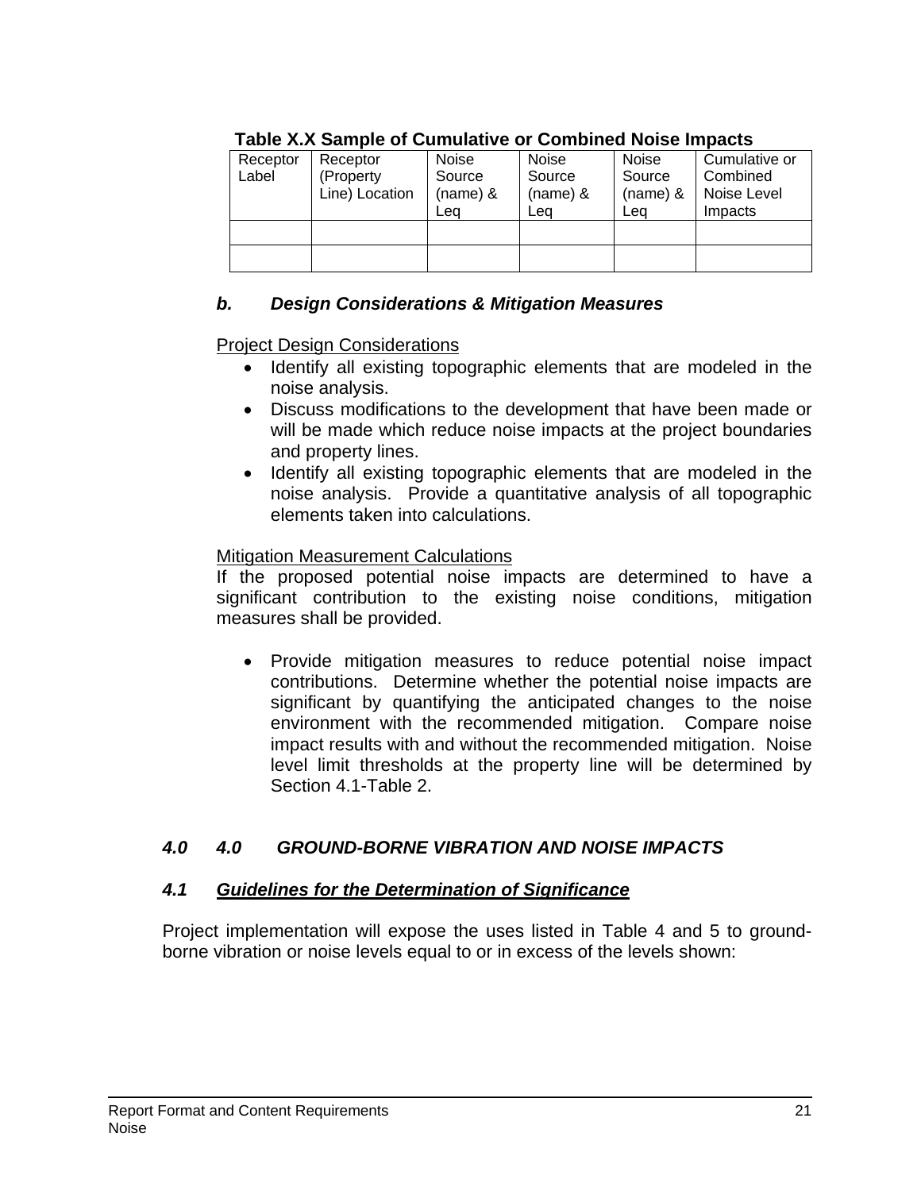**Table X.X Sample of Cumulative or Combined Noise Impacts**

| Receptor Label | Receptor (Property Line) Location | Noise Source (name) & Leq | Noise Source (name) & Leq | Noise Source (name) & Leq | Cumulative or Combined Noise Level Impacts |
|---|---|---|---|---|---|
| | | | | | |
| | | | | | |

### *b. Design Considerations & Mitigation Measures*

<u>Project Design Considerations</u>

- Identify all existing topographic elements that are modeled in the noise analysis.
- Discuss modifications to the development that have been made or will be made which reduce noise impacts at the project boundaries and property lines.
- Identify all existing topographic elements that are modeled in the noise analysis. Provide a quantitative analysis of all topographic elements taken into calculations.

<u>Mitigation Measurement Calculations</u>

If the proposed potential noise impacts are determined to have a significant contribution to the existing noise conditions, mitigation measures shall be provided.

- Provide mitigation measures to reduce potential noise impact contributions. Determine whether the potential noise impacts are significant by quantifying the anticipated changes to the noise environment with the recommended mitigation. Compare noise impact results with and without the recommended mitigation. Noise level limit thresholds at the property line will be determined by Section 4.1-Table 2.

## *4.0 4.0 GROUND-BORNE VIBRATION AND NOISE IMPACTS*

### *4.1 <u>Guidelines for the Determination of Significance</u>*

Project implementation will expose the uses listed in Table 4 and 5 to ground-borne vibration or noise levels equal to or in excess of the levels shown: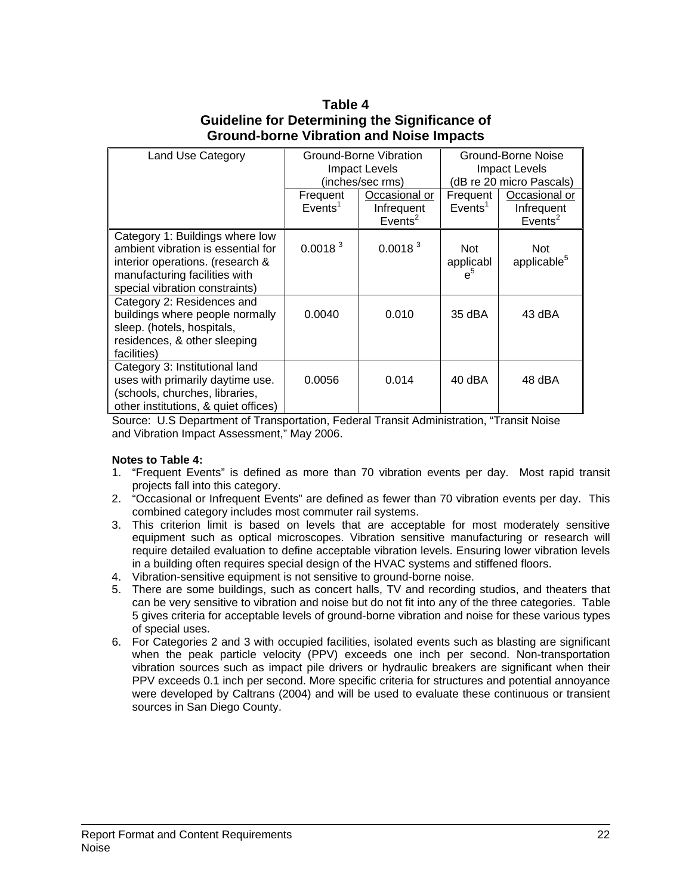**Table 4**
**Guideline for Determining the Significance of Ground-borne Vibration and Noise Impacts**

| Land Use Category | Ground-Borne Vibration Impact Levels (inches/sec rms) | | Ground-Borne Noise Impact Levels (dB re 20 micro Pascals) | |
|---|---|---|---|---|
| | Frequent Events[1] | Occasional or Infrequent Events[2] | Frequent Events[1] | Occasional or Infrequent Events[2] |
| Category 1: Buildings where low ambient vibration is essential for interior operations. (research & manufacturing facilities with special vibration constraints) | 0.0018 [3] | 0.0018 [3] | Not applicable[5] | Not applicable[5] |
| Category 2: Residences and buildings where people normally sleep. (hotels, hospitals, residences, & other sleeping facilities) | 0.0040 | 0.010 | 35 dBA | 43 dBA |
| Category 3: Institutional land uses with primarily daytime use. (schools, churches, libraries, other institutions, & quiet offices) | 0.0056 | 0.014 | 40 dBA | 48 dBA |

Source: U.S Department of Transportation, Federal Transit Administration, "Transit Noise and Vibration Impact Assessment," May 2006.

**Notes to Table 4:**

1. "Frequent Events" is defined as more than 70 vibration events per day. Most rapid transit projects fall into this category.
2. "Occasional or Infrequent Events" are defined as fewer than 70 vibration events per day. This combined category includes most commuter rail systems.
3. This criterion limit is based on levels that are acceptable for most moderately sensitive equipment such as optical microscopes. Vibration sensitive manufacturing or research will require detailed evaluation to define acceptable vibration levels. Ensuring lower vibration levels in a building often requires special design of the HVAC systems and stiffened floors.
4. Vibration-sensitive equipment is not sensitive to ground-borne noise.
5. There are some buildings, such as concert halls, TV and recording studios, and theaters that can be very sensitive to vibration and noise but do not fit into any of the three categories. Table 5 gives criteria for acceptable levels of ground-borne vibration and noise for these various types of special uses.
6. For Categories 2 and 3 with occupied facilities, isolated events such as blasting are significant when the peak particle velocity (PPV) exceeds one inch per second. Non-transportation vibration sources such as impact pile drivers or hydraulic breakers are significant when their PPV exceeds 0.1 inch per second. More specific criteria for structures and potential annoyance were developed by Caltrans (2004) and will be used to evaluate these continuous or transient sources in San Diego County.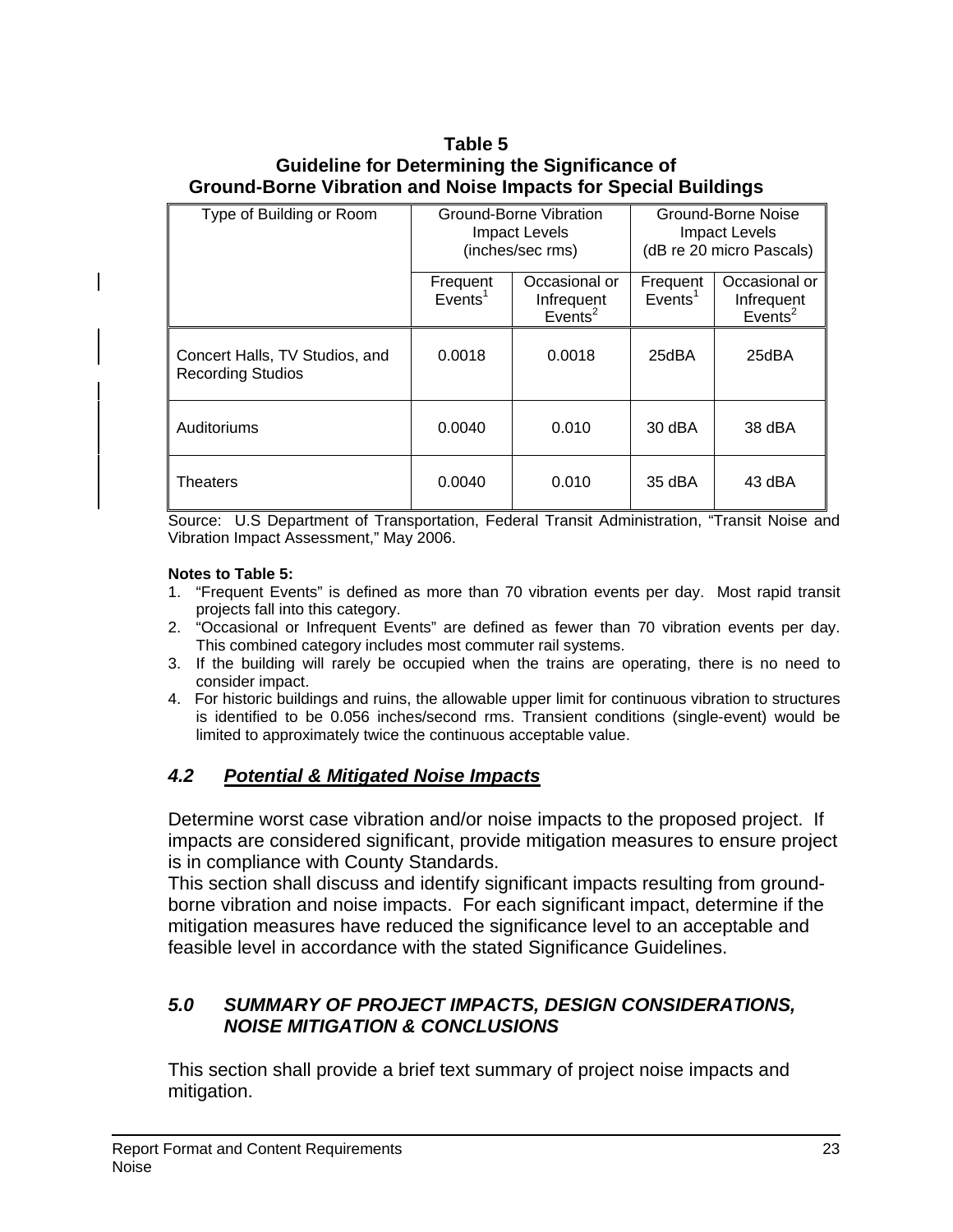**Table 5**
**Guideline for Determining the Significance of**
**Ground-Borne Vibration and Noise Impacts for Special Buildings**

| Type of Building or Room | Ground-Borne Vibration Impact Levels (inches/sec rms) | | Ground-Borne Noise Impact Levels (dB re 20 micro Pascals) | |
|---|---|---|---|---|
| | Frequent Events[1] | Occasional or Infrequent Events[2] | Frequent Events[1] | Occasional or Infrequent Events[2] |
| Concert Halls, TV Studios, and Recording Studios | 0.0018 | 0.0018 | 25dBA | 25dBA |
| Auditoriums | 0.0040 | 0.010 | 30 dBA | 38 dBA |
| Theaters | 0.0040 | 0.010 | 35 dBA | 43 dBA |

Source: U.S Department of Transportation, Federal Transit Administration, "Transit Noise and Vibration Impact Assessment," May 2006.

**Notes to Table 5:**

1. "Frequent Events" is defined as more than 70 vibration events per day. Most rapid transit projects fall into this category.
2. "Occasional or Infrequent Events" are defined as fewer than 70 vibration events per day. This combined category includes most commuter rail systems.
3. If the building will rarely be occupied when the trains are operating, there is no need to consider impact.
4. For historic buildings and ruins, the allowable upper limit for continuous vibration to structures is identified to be 0.056 inches/second rms. Transient conditions (single-event) would be limited to approximately twice the continuous acceptable value.

## *4.2 Potential & Mitigated Noise Impacts*

Determine worst case vibration and/or noise impacts to the proposed project. If impacts are considered significant, provide mitigation measures to ensure project is in compliance with County Standards.

This section shall discuss and identify significant impacts resulting from ground-borne vibration and noise impacts. For each significant impact, determine if the mitigation measures have reduced the significance level to an acceptable and feasible level in accordance with the stated Significance Guidelines.

## *5.0 SUMMARY OF PROJECT IMPACTS, DESIGN CONSIDERATIONS, NOISE MITIGATION & CONCLUSIONS*

This section shall provide a brief text summary of project noise impacts and mitigation.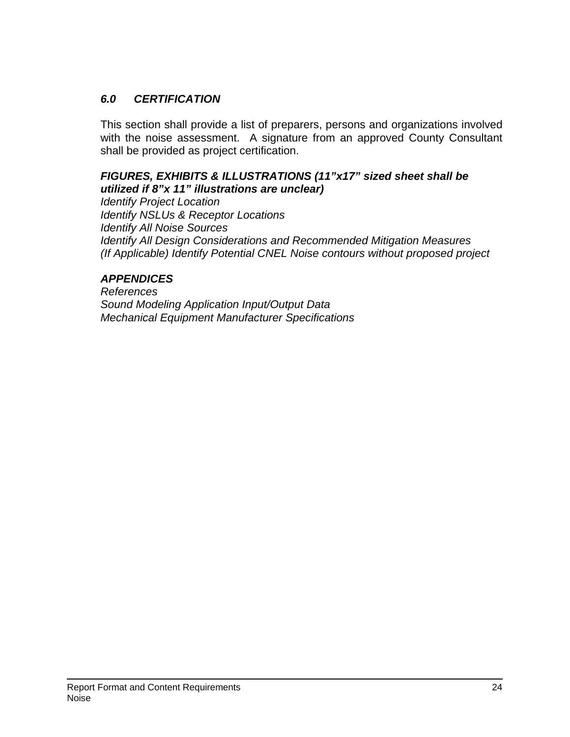## *6.0 CERTIFICATION*

This section shall provide a list of preparers, persons and organizations involved with the noise assessment. A signature from an approved County Consultant shall be provided as project certification.

***FIGURES, EXHIBITS & ILLUSTRATIONS (11"x17" sized sheet shall be utilized if 8"x 11" illustrations are unclear)***

*Identify Project Location*
*Identify NSLUs & Receptor Locations*
*Identify All Noise Sources*
*Identify All Design Considerations and Recommended Mitigation Measures*
*(If Applicable) Identify Potential CNEL Noise contours without proposed project*

***APPENDICES***

*References*
*Sound Modeling Application Input/Output Data*
*Mechanical Equipment Manufacturer Specifications*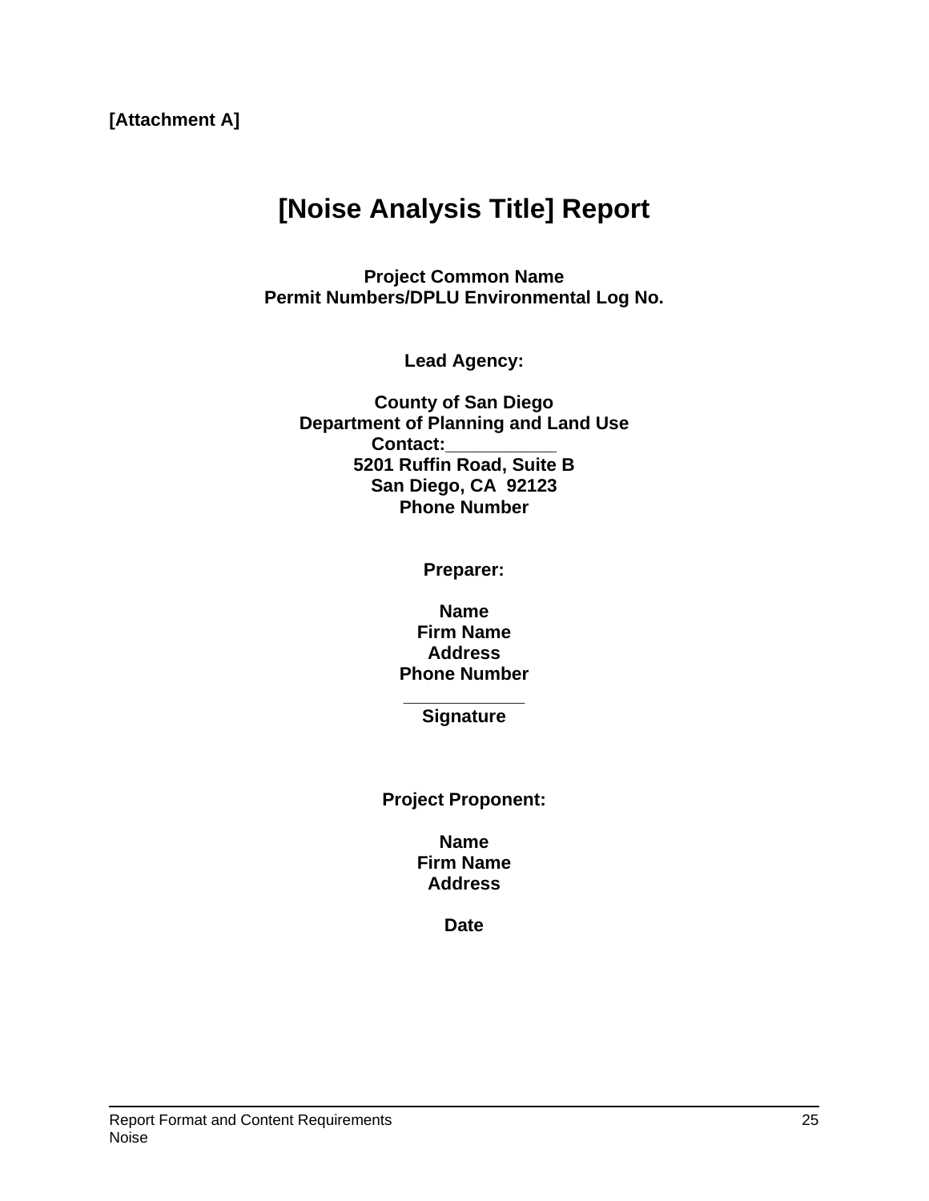**[Attachment A]**

# [Noise Analysis Title] Report

**Project Common Name**
**Permit Numbers/DPLU Environmental Log No.**

**Lead Agency:**

**County of San Diego**
**Department of Planning and Land Use**
**Contact:__________**
**5201 Ruffin Road, Suite B**
**San Diego, CA  92123**
**Phone Number**

**Preparer:**

**Name**
**Firm Name**
**Address**
**Phone Number**

__________
**Signature**

**Project Proponent:**

**Name**
**Firm Name**
**Address**

**Date**